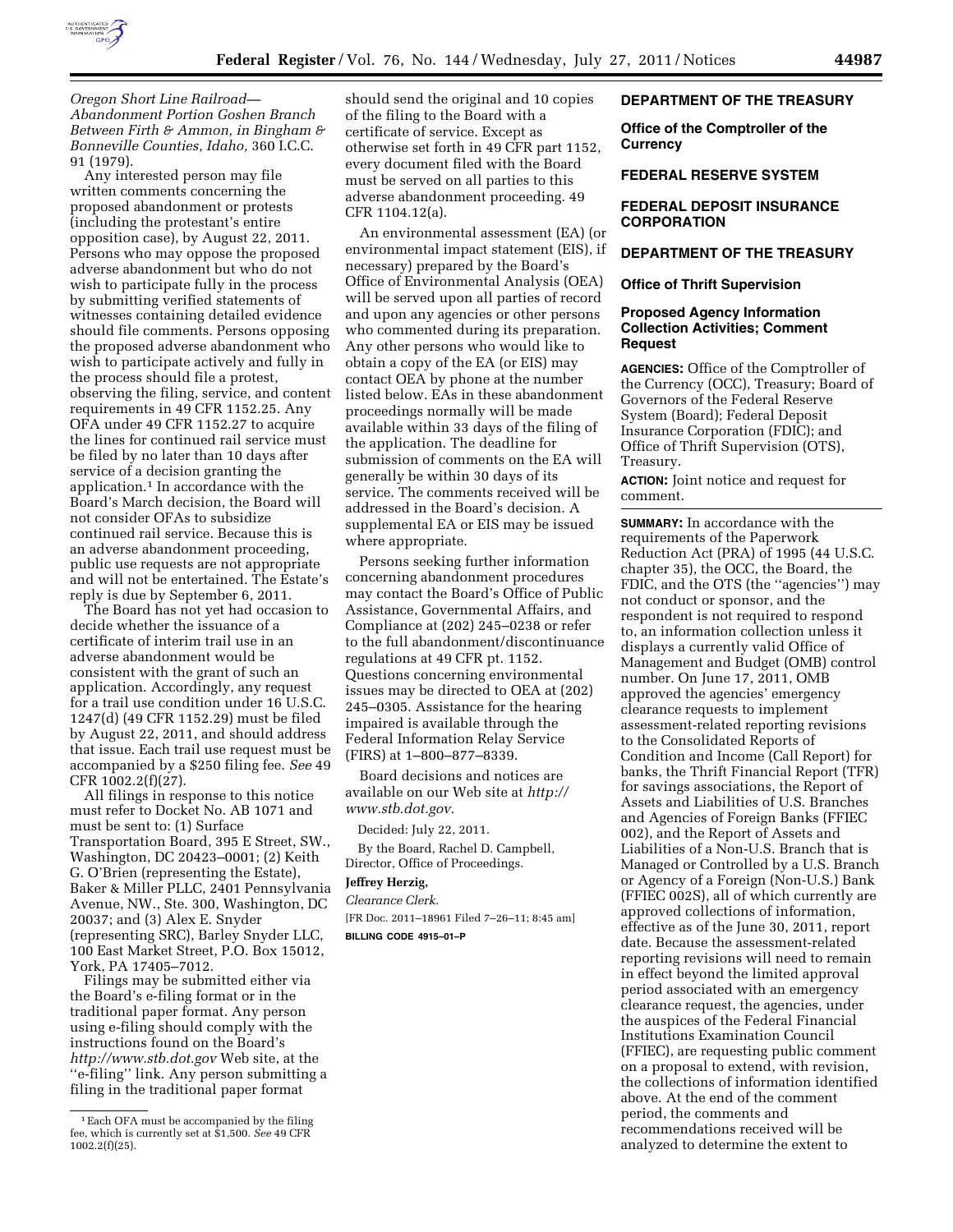*Oregon Short Line Railroad—Abandonment Portion Goshen Branch Between Firth & Ammon, in Bingham & Bonneville Counties, Idaho,* 360 I.C.C. 91 (1979).

Any interested person may file written comments concerning the proposed abandonment or protests (including the protestant's entire opposition case), by August 22, 2011. Persons who may oppose the proposed adverse abandonment but who do not wish to participate fully in the process by submitting verified statements of witnesses containing detailed evidence should file comments. Persons opposing the proposed adverse abandonment who wish to participate actively and fully in the process should file a protest, observing the filing, service, and content requirements in 49 CFR 1152.25. Any OFA under 49 CFR 1152.27 to acquire the lines for continued rail service must be filed by no later than 10 days after service of a decision granting the application.[1] In accordance with the Board's March decision, the Board will not consider OFAs to subsidize continued rail service. Because this is an adverse abandonment proceeding, public use requests are not appropriate and will not be entertained. The Estate's reply is due by September 6, 2011.

The Board has not yet had occasion to decide whether the issuance of a certificate of interim trail use in an adverse abandonment would be consistent with the grant of such an application. Accordingly, any request for a trail use condition under 16 U.S.C. 1247(d) (49 CFR 1152.29) must be filed by August 22, 2011, and should address that issue. Each trail use request must be accompanied by a $250 filing fee. *See* 49 CFR 1002.2(f)(27).

All filings in response to this notice must refer to Docket No. AB 1071 and must be sent to: (1) Surface Transportation Board, 395 E Street, SW., Washington, DC 20423–0001; (2) Keith G. O'Brien (representing the Estate), Baker & Miller PLLC, 2401 Pennsylvania Avenue, NW., Ste. 300, Washington, DC 20037; and (3) Alex E. Snyder (representing SRC), Barley Snyder LLC, 100 East Market Street, P.O. Box 15012, York, PA 17405–7012.

Filings may be submitted either via the Board's e-filing format or in the traditional paper format. Any person using e-filing should comply with the instructions found on the Board's *http://www.stb.dot.gov* Web site, at the ''e-filing'' link. Any person submitting a filing in the traditional paper format should send the original and 10 copies of the filing to the Board with a certificate of service. Except as otherwise set forth in 49 CFR part 1152, every document filed with the Board must be served on all parties to this adverse abandonment proceeding. 49 CFR 1104.12(a).

An environmental assessment (EA) (or environmental impact statement (EIS), if necessary) prepared by the Board's Office of Environmental Analysis (OEA) will be served upon all parties of record and upon any agencies or other persons who commented during its preparation. Any other persons who would like to obtain a copy of the EA (or EIS) may contact OEA by phone at the number listed below. EAs in these abandonment proceedings normally will be made available within 33 days of the filing of the application. The deadline for submission of comments on the EA will generally be within 30 days of its service. The comments received will be addressed in the Board's decision. A supplemental EA or EIS may be issued where appropriate.

Persons seeking further information concerning abandonment procedures may contact the Board's Office of Public Assistance, Governmental Affairs, and Compliance at (202) 245–0238 or refer to the full abandonment/discontinuance regulations at 49 CFR pt. 1152. Questions concerning environmental issues may be directed to OEA at (202) 245–0305. Assistance for the hearing impaired is available through the Federal Information Relay Service (FIRS) at 1–800–877–8339.

Board decisions and notices are available on our Web site at *http://www.stb.dot.gov.*

Decided: July 22, 2011.

By the Board, Rachel D. Campbell, Director, Office of Proceedings.

**Jeffrey Herzig,**

*Clearance Clerk.*

[FR Doc. 2011–18961 Filed 7–26–11; 8:45 am]

**BILLING CODE 4915–01–P**

[1] Each OFA must be accompanied by the filing fee, which is currently set at $1,500. *See* 49 CFR 1002.2(f)(25).

## DEPARTMENT OF THE TREASURY

### Office of the Comptroller of the Currency

## FEDERAL RESERVE SYSTEM

## FEDERAL DEPOSIT INSURANCE CORPORATION

## DEPARTMENT OF THE TREASURY

### Office of Thrift Supervision

### Proposed Agency Information Collection Activities; Comment Request

**AGENCIES:** Office of the Comptroller of the Currency (OCC), Treasury; Board of Governors of the Federal Reserve System (Board); Federal Deposit Insurance Corporation (FDIC); and Office of Thrift Supervision (OTS), Treasury.

**ACTION:** Joint notice and request for comment.

**SUMMARY:** In accordance with the requirements of the Paperwork Reduction Act (PRA) of 1995 (44 U.S.C. chapter 35), the OCC, the Board, the FDIC, and the OTS (the ''agencies'') may not conduct or sponsor, and the respondent is not required to respond to, an information collection unless it displays a currently valid Office of Management and Budget (OMB) control number. On June 17, 2011, OMB approved the agencies' emergency clearance requests to implement assessment-related reporting revisions to the Consolidated Reports of Condition and Income (Call Report) for banks, the Thrift Financial Report (TFR) for savings associations, the Report of Assets and Liabilities of U.S. Branches and Agencies of Foreign Banks (FFIEC 002), and the Report of Assets and Liabilities of a Non-U.S. Branch that is Managed or Controlled by a U.S. Branch or Agency of a Foreign (Non-U.S.) Bank (FFIEC 002S), all of which currently are approved collections of information, effective as of the June 30, 2011, report date. Because the assessment-related reporting revisions will need to remain in effect beyond the limited approval period associated with an emergency clearance request, the agencies, under the auspices of the Federal Financial Institutions Examination Council (FFIEC), are requesting public comment on a proposal to extend, with revision, the collections of information identified above. At the end of the comment period, the comments and recommendations received will be analyzed to determine the extent to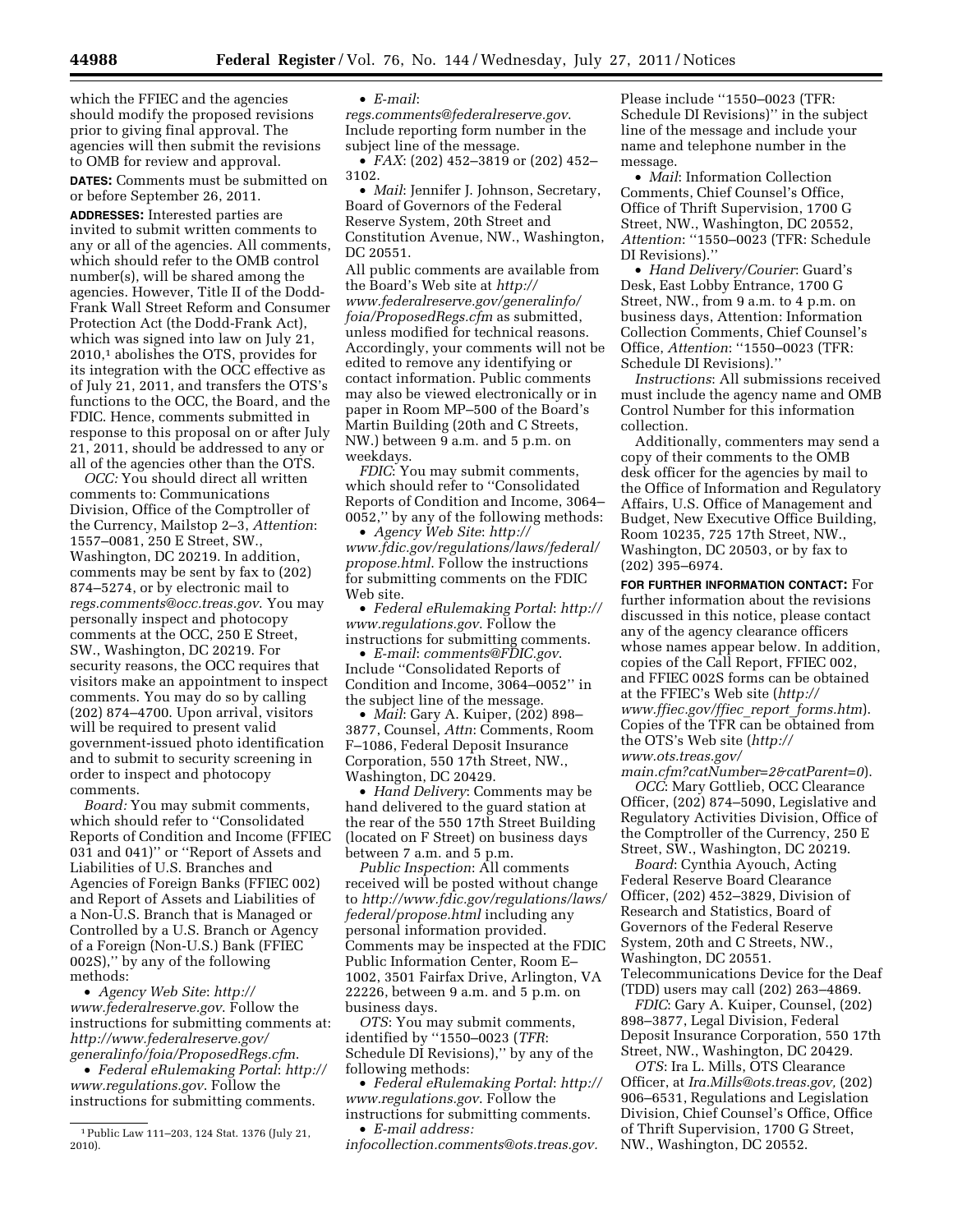which the FFIEC and the agencies should modify the proposed revisions prior to giving final approval. The agencies will then submit the revisions to OMB for review and approval.

**DATES:** Comments must be submitted on or before September 26, 2011.

**ADDRESSES:** Interested parties are invited to submit written comments to any or all of the agencies. All comments, which should refer to the OMB control number(s), will be shared among the agencies. However, Title II of the Dodd-Frank Wall Street Reform and Consumer Protection Act (the Dodd-Frank Act), which was signed into law on July 21, 2010,[1] abolishes the OTS, provides for its integration with the OCC effective as of July 21, 2011, and transfers the OTS's functions to the OCC, the Board, and the FDIC. Hence, comments submitted in response to this proposal on or after July 21, 2011, should be addressed to any or all of the agencies other than the OTS.

*OCC:* You should direct all written comments to: Communications Division, Office of the Comptroller of the Currency, Mailstop 2–3, *Attention*: 1557–0081, 250 E Street, SW., Washington, DC 20219. In addition, comments may be sent by fax to (202) 874–5274, or by electronic mail to *regs.comments@occ.treas.gov*. You may personally inspect and photocopy comments at the OCC, 250 E Street, SW., Washington, DC 20219. For security reasons, the OCC requires that visitors make an appointment to inspect comments. You may do so by calling (202) 874–4700. Upon arrival, visitors will be required to present valid government-issued photo identification and to submit to security screening in order to inspect and photocopy comments.

*Board:* You may submit comments, which should refer to ''Consolidated Reports of Condition and Income (FFIEC 031 and 041)'' or ''Report of Assets and Liabilities of U.S. Branches and Agencies of Foreign Banks (FFIEC 002) and Report of Assets and Liabilities of a Non-U.S. Branch that is Managed or Controlled by a U.S. Branch or Agency of a Foreign (Non-U.S.) Bank (FFIEC 002S),'' by any of the following methods:

- *Agency Web Site*: *http://www.federalreserve.gov*. Follow the instructions for submitting comments at: *http://www.federalreserve.gov/generalinfo/foia/ProposedRegs.cfm*.
- *Federal eRulemaking Portal*: *http://www.regulations.gov*. Follow the instructions for submitting comments.
- *E-mail*: *regs.comments@federalreserve.gov*. Include reporting form number in the subject line of the message.
- *FAX*: (202) 452–3819 or (202) 452–3102.
- *Mail*: Jennifer J. Johnson, Secretary, Board of Governors of the Federal Reserve System, 20th Street and Constitution Avenue, NW., Washington, DC 20551.

All public comments are available from the Board's Web site at *http://www.federalreserve.gov/generalinfo/foia/ProposedRegs.cfm* as submitted, unless modified for technical reasons. Accordingly, your comments will not be edited to remove any identifying or contact information. Public comments may also be viewed electronically or in paper in Room MP–500 of the Board's Martin Building (20th and C Streets, NW.) between 9 a.m. and 5 p.m. on weekdays.

*FDIC*: You may submit comments, which should refer to ''Consolidated Reports of Condition and Income, 3064–0052,'' by any of the following methods:

- *Agency Web Site*: *http://www.fdic.gov/regulations/laws/federal/propose.html*. Follow the instructions for submitting comments on the FDIC Web site.
- *Federal eRulemaking Portal*: *http://www.regulations.gov*. Follow the instructions for submitting comments.
- *E-mail*: *comments@FDIC.gov*. Include ''Consolidated Reports of Condition and Income, 3064–0052'' in the subject line of the message.
- *Mail*: Gary A. Kuiper, (202) 898–3877, Counsel, *Attn*: Comments, Room F–1086, Federal Deposit Insurance Corporation, 550 17th Street, NW., Washington, DC 20429.
- *Hand Delivery*: Comments may be hand delivered to the guard station at the rear of the 550 17th Street Building (located on F Street) on business days between 7 a.m. and 5 p.m.

*Public Inspection*: All comments received will be posted without change to *http://www.fdic.gov/regulations/laws/federal/propose.html* including any personal information provided. Comments may be inspected at the FDIC Public Information Center, Room E–1002, 3501 Fairfax Drive, Arlington, VA 22226, between 9 a.m. and 5 p.m. on business days.

*OTS*: You may submit comments, identified by ''1550–0023 (*TFR*: Schedule DI Revisions),'' by any of the following methods:

- *Federal eRulemaking Portal*: *http://www.regulations.gov*. Follow the instructions for submitting comments.
- *E-mail address: infocollection.comments@ots.treas.gov.* Please include ''1550–0023 (TFR: Schedule DI Revisions)'' in the subject line of the message and include your name and telephone number in the message.
- *Mail*: Information Collection Comments, Chief Counsel's Office, Office of Thrift Supervision, 1700 G Street, NW., Washington, DC 20552, *Attention*: ''1550–0023 (TFR: Schedule DI Revisions).''
- *Hand Delivery/Courier*: Guard's Desk, East Lobby Entrance, 1700 G Street, NW., from 9 a.m. to 4 p.m. on business days, Attention: Information Collection Comments, Chief Counsel's Office, *Attention*: ''1550–0023 (TFR: Schedule DI Revisions).''

*Instructions*: All submissions received must include the agency name and OMB Control Number for this information collection.

Additionally, commenters may send a copy of their comments to the OMB desk officer for the agencies by mail to the Office of Information and Regulatory Affairs, U.S. Office of Management and Budget, New Executive Office Building, Room 10235, 725 17th Street, NW., Washington, DC 20503, or by fax to (202) 395–6974.

**FOR FURTHER INFORMATION CONTACT:** For further information about the revisions discussed in this notice, please contact any of the agency clearance officers whose names appear below. In addition, copies of the Call Report, FFIEC 002, and FFIEC 002S forms can be obtained at the FFIEC's Web site (*http://www.ffiec.gov/ffiec_report_forms.htm*). Copies of the TFR can be obtained from the OTS's Web site (*http://www.ots.treas.gov/main.cfm?catNumber=2&catParent=0*).

*OCC*: Mary Gottlieb, OCC Clearance Officer, (202) 874–5090, Legislative and Regulatory Activities Division, Office of the Comptroller of the Currency, 250 E Street, SW., Washington, DC 20219.

*Board*: Cynthia Ayouch, Acting Federal Reserve Board Clearance Officer, (202) 452–3829, Division of Research and Statistics, Board of Governors of the Federal Reserve System, 20th and C Streets, NW., Washington, DC 20551. Telecommunications Device for the Deaf (TDD) users may call (202) 263–4869.

*FDIC*: Gary A. Kuiper, Counsel, (202) 898–3877, Legal Division, Federal Deposit Insurance Corporation, 550 17th Street, NW., Washington, DC 20429.

*OTS*: Ira L. Mills, OTS Clearance Officer, at *Ira.Mills@ots.treas.gov,* (202) 906–6531, Regulations and Legislation Division, Chief Counsel's Office, Office of Thrift Supervision, 1700 G Street, NW., Washington, DC 20552.

[1] Public Law 111–203, 124 Stat. 1376 (July 21, 2010).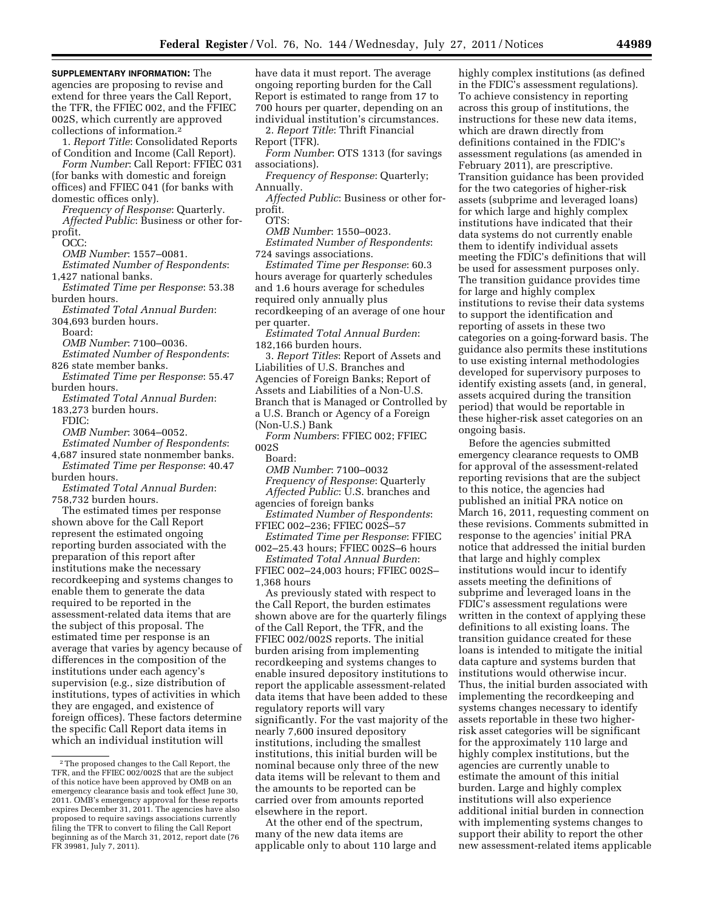**SUPPLEMENTARY INFORMATION:** The agencies are proposing to revise and extend for three years the Call Report, the TFR, the FFIEC 002, and the FFIEC 002S, which currently are approved collections of information.[2]

1. *Report Title*: Consolidated Reports of Condition and Income (Call Report).

*Form Number*: Call Report: FFIEC 031 (for banks with domestic and foreign offices) and FFIEC 041 (for banks with domestic offices only).

*Frequency of Response*: Quarterly.

*Affected Public*: Business or other for-profit.

OCC:

*OMB Number*: 1557–0081.

*Estimated Number of Respondents*: 1,427 national banks.

*Estimated Time per Response*: 53.38 burden hours.

*Estimated Total Annual Burden*: 304,693 burden hours.

Board:

*OMB Number*: 7100–0036.

*Estimated Number of Respondents*: 826 state member banks.

*Estimated Time per Response*: 55.47 burden hours.

*Estimated Total Annual Burden*: 183,273 burden hours.

FDIC:

*OMB Number*: 3064–0052.

*Estimated Number of Respondents*: 4,687 insured state nonmember banks.

*Estimated Time per Response*: 40.47 burden hours.

*Estimated Total Annual Burden*: 758,732 burden hours.

The estimated times per response shown above for the Call Report represent the estimated ongoing reporting burden associated with the preparation of this report after institutions make the necessary recordkeeping and systems changes to enable them to generate the data required to be reported in the assessment-related data items that are the subject of this proposal. The estimated time per response is an average that varies by agency because of differences in the composition of the institutions under each agency's supervision (e.g., size distribution of institutions, types of activities in which they are engaged, and existence of foreign offices). These factors determine the specific Call Report data items in which an individual institution will have data it must report. The average ongoing reporting burden for the Call Report is estimated to range from 17 to 700 hours per quarter, depending on an individual institution's circumstances.

2. *Report Title*: Thrift Financial Report (TFR).

*Form Number*: OTS 1313 (for savings associations).

*Frequency of Response*: Quarterly; Annually.

*Affected Public*: Business or other for-profit.

OTS:

*OMB Number*: 1550–0023.

*Estimated Number of Respondents*: 724 savings associations.

*Estimated Time per Response*: 60.3 hours average for quarterly schedules and 1.6 hours average for schedules required only annually plus recordkeeping of an average of one hour per quarter.

*Estimated Total Annual Burden*: 182,166 burden hours.

3. *Report Titles*: Report of Assets and Liabilities of U.S. Branches and Agencies of Foreign Banks; Report of Assets and Liabilities of a Non-U.S. Branch that is Managed or Controlled by a U.S. Branch or Agency of a Foreign (Non-U.S.) Bank

*Form Numbers*: FFIEC 002; FFIEC 002S

Board:

*OMB Number*: 7100–0032

*Frequency of Response*: Quarterly

*Affected Public*: U.S. branches and agencies of foreign banks

*Estimated Number of Respondents*: FFIEC 002–236; FFIEC 002S–57

*Estimated Time per Response*: FFIEC 002–25.43 hours; FFIEC 002S–6 hours

*Estimated Total Annual Burden*: FFIEC 002–24,003 hours; FFIEC 002S–1,368 hours

As previously stated with respect to the Call Report, the burden estimates shown above are for the quarterly filings of the Call Report, the TFR, and the FFIEC 002/002S reports. The initial burden arising from implementing recordkeeping and systems changes to enable insured depository institutions to report the applicable assessment-related data items that have been added to these regulatory reports will vary significantly. For the vast majority of the nearly 7,600 insured depository institutions, including the smallest institutions, this initial burden will be nominal because only three of the new data items will be relevant to them and the amounts to be reported can be carried over from amounts reported elsewhere in the report.

At the other end of the spectrum, many of the new data items are applicable only to about 110 large and highly complex institutions (as defined in the FDIC's assessment regulations). To achieve consistency in reporting across this group of institutions, the instructions for these new data items, which are drawn directly from definitions contained in the FDIC's assessment regulations (as amended in February 2011), are prescriptive. Transition guidance has been provided for the two categories of higher-risk assets (subprime and leveraged loans) for which large and highly complex institutions have indicated that their data systems do not currently enable them to identify individual assets meeting the FDIC's definitions that will be used for assessment purposes only. The transition guidance provides time for large and highly complex institutions to revise their data systems to support the identification and reporting of assets in these two categories on a going-forward basis. The guidance also permits these institutions to use existing internal methodologies developed for supervisory purposes to identify existing assets (and, in general, assets acquired during the transition period) that would be reportable in these higher-risk asset categories on an ongoing basis.

Before the agencies submitted emergency clearance requests to OMB for approval of the assessment-related reporting revisions that are the subject to this notice, the agencies had published an initial PRA notice on March 16, 2011, requesting comment on these revisions. Comments submitted in response to the agencies' initial PRA notice that addressed the initial burden that large and highly complex institutions would incur to identify assets meeting the definitions of subprime and leveraged loans in the FDIC's assessment regulations were written in the context of applying these definitions to all existing loans. The transition guidance created for these loans is intended to mitigate the initial data capture and systems burden that institutions would otherwise incur. Thus, the initial burden associated with implementing the recordkeeping and systems changes necessary to identify assets reportable in these two higher-risk asset categories will be significant for the approximately 110 large and highly complex institutions, but the agencies are currently unable to estimate the amount of this initial burden. Large and highly complex institutions will also experience additional initial burden in connection with implementing systems changes to support their ability to report the other new assessment-related items applicable

[2] The proposed changes to the Call Report, the TFR, and the FFIEC 002/002S that are the subject of this notice have been approved by OMB on an emergency clearance basis and took effect June 30, 2011. OMB's emergency approval for these reports expires December 31, 2011. The agencies have also proposed to require savings associations currently filing the TFR to convert to filing the Call Report beginning as of the March 31, 2012, report date (76 FR 39981, July 7, 2011).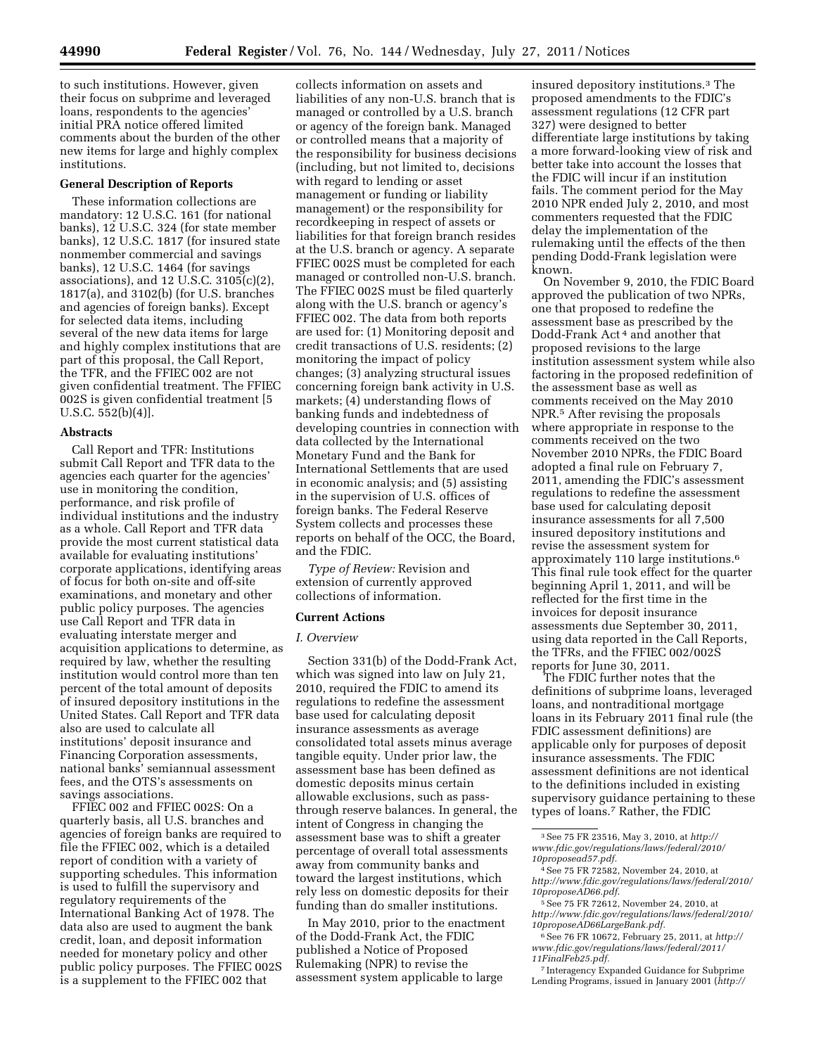to such institutions. However, given their focus on subprime and leveraged loans, respondents to the agencies' initial PRA notice offered limited comments about the burden of the other new items for large and highly complex institutions.

**General Description of Reports**

These information collections are mandatory: 12 U.S.C. 161 (for national banks), 12 U.S.C. 324 (for state member banks), 12 U.S.C. 1817 (for insured state nonmember commercial and savings banks), 12 U.S.C. 1464 (for savings associations), and 12 U.S.C. 3105(c)(2), 1817(a), and 3102(b) (for U.S. branches and agencies of foreign banks). Except for selected data items, including several of the new data items for large and highly complex institutions that are part of this proposal, the Call Report, the TFR, and the FFIEC 002 are not given confidential treatment. The FFIEC 002S is given confidential treatment [5 U.S.C. 552(b)(4)].

**Abstracts**

Call Report and TFR: Institutions submit Call Report and TFR data to the agencies each quarter for the agencies' use in monitoring the condition, performance, and risk profile of individual institutions and the industry as a whole. Call Report and TFR data provide the most current statistical data available for evaluating institutions' corporate applications, identifying areas of focus for both on-site and off-site examinations, and monetary and other public policy purposes. The agencies use Call Report and TFR data in evaluating interstate merger and acquisition applications to determine, as required by law, whether the resulting institution would control more than ten percent of the total amount of deposits of insured depository institutions in the United States. Call Report and TFR data also are used to calculate all institutions' deposit insurance and Financing Corporation assessments, national banks' semiannual assessment fees, and the OTS's assessments on savings associations.

FFIEC 002 and FFIEC 002S: On a quarterly basis, all U.S. branches and agencies of foreign banks are required to file the FFIEC 002, which is a detailed report of condition with a variety of supporting schedules. This information is used to fulfill the supervisory and regulatory requirements of the International Banking Act of 1978. The data also are used to augment the bank credit, loan, and deposit information needed for monetary policy and other public policy purposes. The FFIEC 002S is a supplement to the FFIEC 002 that collects information on assets and liabilities of any non-U.S. branch that is managed or controlled by a U.S. branch or agency of the foreign bank. Managed or controlled means that a majority of the responsibility for business decisions (including, but not limited to, decisions with regard to lending or asset management or funding or liability management) or the responsibility for recordkeeping in respect of assets or liabilities for that foreign branch resides at the U.S. branch or agency. A separate FFIEC 002S must be completed for each managed or controlled non-U.S. branch. The FFIEC 002S must be filed quarterly along with the U.S. branch or agency's FFIEC 002. The data from both reports are used for: (1) Monitoring deposit and credit transactions of U.S. residents; (2) monitoring the impact of policy changes; (3) analyzing structural issues concerning foreign bank activity in U.S. markets; (4) understanding flows of banking funds and indebtedness of developing countries in connection with data collected by the International Monetary Fund and the Bank for International Settlements that are used in economic analysis; and (5) assisting in the supervision of U.S. offices of foreign banks. The Federal Reserve System collects and processes these reports on behalf of the OCC, the Board, and the FDIC.

*Type of Review:* Revision and extension of currently approved collections of information.

**Current Actions**

*I. Overview*

Section 331(b) of the Dodd-Frank Act, which was signed into law on July 21, 2010, required the FDIC to amend its regulations to redefine the assessment base used for calculating deposit insurance assessments as average consolidated total assets minus average tangible equity. Under prior law, the assessment base has been defined as domestic deposits minus certain allowable exclusions, such as pass-through reserve balances. In general, the intent of Congress in changing the assessment base was to shift a greater percentage of overall total assessments away from community banks and toward the largest institutions, which rely less on domestic deposits for their funding than do smaller institutions.

In May 2010, prior to the enactment of the Dodd-Frank Act, the FDIC published a Notice of Proposed Rulemaking (NPR) to revise the assessment system applicable to large insured depository institutions.[3] The proposed amendments to the FDIC's assessment regulations (12 CFR part 327) were designed to better differentiate large institutions by taking a more forward-looking view of risk and better take into account the losses that the FDIC will incur if an institution fails. The comment period for the May 2010 NPR ended July 2, 2010, and most commenters requested that the FDIC delay the implementation of the rulemaking until the effects of the then pending Dodd-Frank legislation were known.

On November 9, 2010, the FDIC Board approved the publication of two NPRs, one that proposed to redefine the assessment base as prescribed by the Dodd-Frank Act[4] and another that proposed revisions to the large institution assessment system while also factoring in the proposed redefinition of the assessment base as well as comments received on the May 2010 NPR.[5] After revising the proposals where appropriate in response to the comments received on the two November 2010 NPRs, the FDIC Board adopted a final rule on February 7, 2011, amending the FDIC's assessment regulations to redefine the assessment base used for calculating deposit insurance assessments for all 7,500 insured depository institutions and revise the assessment system for approximately 110 large institutions.[6] This final rule took effect for the quarter beginning April 1, 2011, and will be reflected for the first time in the invoices for deposit insurance assessments due September 30, 2011, using data reported in the Call Reports, the TFRs, and the FFIEC 002/002S reports for June 30, 2011.

The FDIC further notes that the definitions of subprime loans, leveraged loans, and nontraditional mortgage loans in its February 2011 final rule (the FDIC assessment definitions) are applicable only for purposes of deposit insurance assessments. The FDIC assessment definitions are not identical to the definitions included in existing supervisory guidance pertaining to these types of loans.[7] Rather, the FDIC

[3] See 75 FR 23516, May 3, 2010, at *http://www.fdic.gov/regulations/laws/federal/2010/10proposead57.pdf.*

[4] See 75 FR 72582, November 24, 2010, at *http://www.fdic.gov/regulations/laws/federal/2010/10proposeAD66.pdf.*

[5] See 75 FR 72612, November 24, 2010, at *http://www.fdic.gov/regulations/laws/federal/2010/10proposeAD66LargeBank.pdf.*

[6] See 76 FR 10672, February 25, 2011, at *http://www.fdic.gov/regulations/laws/federal/2011/11FinalFeb25.pdf.*

[7] Interagency Expanded Guidance for Subprime Lending Programs, issued in January 2001 (*http://*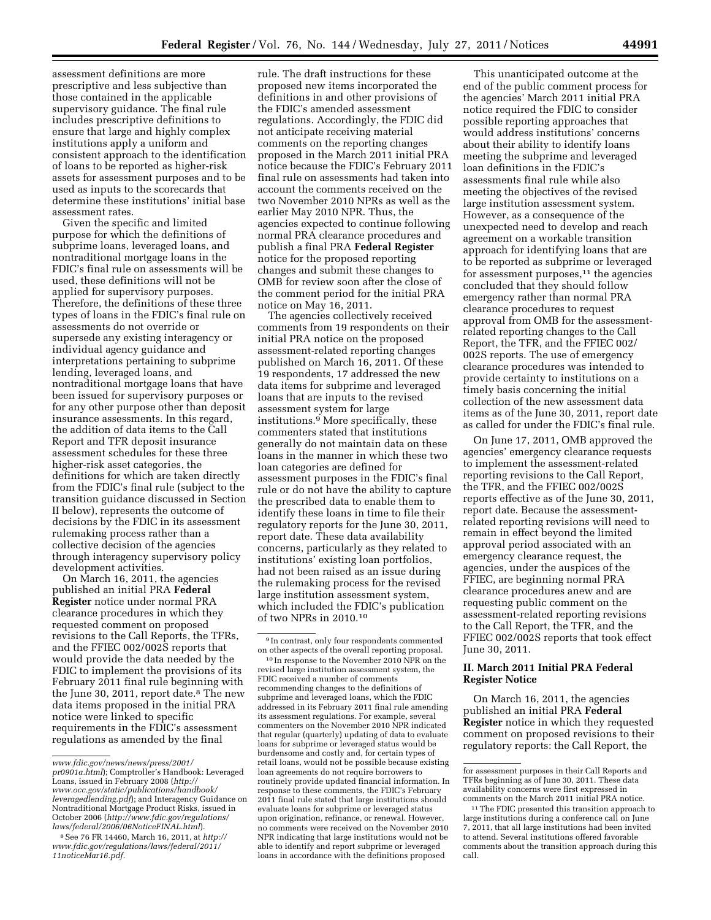assessment definitions are more prescriptive and less subjective than those contained in the applicable supervisory guidance. The final rule includes prescriptive definitions to ensure that large and highly complex institutions apply a uniform and consistent approach to the identification of loans to be reported as higher-risk assets for assessment purposes and to be used as inputs to the scorecards that determine these institutions' initial base assessment rates.

Given the specific and limited purpose for which the definitions of subprime loans, leveraged loans, and nontraditional mortgage loans in the FDIC's final rule on assessments will be used, these definitions will not be applied for supervisory purposes. Therefore, the definitions of these three types of loans in the FDIC's final rule on assessments do not override or supersede any existing interagency or individual agency guidance and interpretations pertaining to subprime lending, leveraged loans, and nontraditional mortgage loans that have been issued for supervisory purposes or for any other purpose other than deposit insurance assessments. In this regard, the addition of data items to the Call Report and TFR deposit insurance assessment schedules for these three higher-risk asset categories, the definitions for which are taken directly from the FDIC's final rule (subject to the transition guidance discussed in Section II below), represents the outcome of decisions by the FDIC in its assessment rulemaking process rather than a collective decision of the agencies through interagency supervisory policy development activities.

On March 16, 2011, the agencies published an initial PRA **Federal Register** notice under normal PRA clearance procedures in which they requested comment on proposed revisions to the Call Reports, the TFRs, and the FFIEC 002/002S reports that would provide the data needed by the FDIC to implement the provisions of its February 2011 final rule beginning with the June 30, 2011, report date.[8] The new data items proposed in the initial PRA notice were linked to specific requirements in the FDIC's assessment regulations as amended by the final rule. The draft instructions for these proposed new items incorporated the definitions in and other provisions of the FDIC's amended assessment regulations. Accordingly, the FDIC did not anticipate receiving material comments on the reporting changes proposed in the March 2011 initial PRA notice because the FDIC's February 2011 final rule on assessments had taken into account the comments received on the two November 2010 NPRs as well as the earlier May 2010 NPR. Thus, the agencies expected to continue following normal PRA clearance procedures and publish a final PRA **Federal Register** notice for the proposed reporting changes and submit these changes to OMB for review soon after the close of the comment period for the initial PRA notice on May 16, 2011.

The agencies collectively received comments from 19 respondents on their initial PRA notice on the proposed assessment-related reporting changes published on March 16, 2011. Of these 19 respondents, 17 addressed the new data items for subprime and leveraged loans that are inputs to the revised assessment system for large institutions.[9] More specifically, these commenters stated that institutions generally do not maintain data on these loans in the manner in which these two loan categories are defined for assessment purposes in the FDIC's final rule or do not have the ability to capture the prescribed data to enable them to identify these loans in time to file their regulatory reports for the June 30, 2011, report date. These data availability concerns, particularly as they related to institutions' existing loan portfolios, had not been raised as an issue during the rulemaking process for the revised large institution assessment system, which included the FDIC's publication of two NPRs in 2010.[10]

This unanticipated outcome at the end of the public comment process for the agencies' March 2011 initial PRA notice required the FDIC to consider possible reporting approaches that would address institutions' concerns about their ability to identify loans meeting the subprime and leveraged loan definitions in the FDIC's assessments final rule while also meeting the objectives of the revised large institution assessment system. However, as a consequence of the unexpected need to develop and reach agreement on a workable transition approach for identifying loans that are to be reported as subprime or leveraged for assessment purposes,[11] the agencies concluded that they should follow emergency rather than normal PRA clearance procedures to request approval from OMB for the assessment-related reporting changes to the Call Report, the TFR, and the FFIEC 002/002S reports. The use of emergency clearance procedures was intended to provide certainty to institutions on a timely basis concerning the initial collection of the new assessment data items as of the June 30, 2011, report date as called for under the FDIC's final rule.

On June 17, 2011, OMB approved the agencies' emergency clearance requests to implement the assessment-related reporting revisions to the Call Report, the TFR, and the FFIEC 002/002S reports effective as of the June 30, 2011, report date. Because the assessment-related reporting revisions will need to remain in effect beyond the limited approval period associated with an emergency clearance request, the agencies, under the auspices of the FFIEC, are beginning normal PRA clearance procedures anew and are requesting public comment on the assessment-related reporting revisions to the Call Report, the TFR, and the FFIEC 002/002S reports that took effect June 30, 2011.

## II. March 2011 Initial PRA Federal Register Notice

On March 16, 2011, the agencies published an initial PRA **Federal Register** notice in which they requested comment on proposed revisions to their regulatory reports: the Call Report, the

---

*www.fdic.gov/news/news/press/2001/pr0901a.html*); Comptroller's Handbook: Leveraged Loans, issued in February 2008 (*http://www.occ.gov/static/publications/handbook/leveragedlending.pdf*); and Interagency Guidance on Nontraditional Mortgage Product Risks, issued in October 2006 (*http://www.fdic.gov/regulations/laws/federal/2006/06NoticeFINAL.html*).

[8] See 76 FR 14460, March 16, 2011, at *http://www.fdic.gov/regulations/laws/federal/2011/11noticeMar16.pdf.*

[9] In contrast, only four respondents commented on other aspects of the overall reporting proposal.

[10] In response to the November 2010 NPR on the revised large institution assessment system, the FDIC received a number of comments recommending changes to the definitions of subprime and leveraged loans, which the FDIC addressed in its February 2011 final rule amending its assessment regulations. For example, several commenters on the November 2010 NPR indicated that regular (quarterly) updating of data to evaluate loans for subprime or leveraged status would be burdensome and costly and, for certain types of retail loans, would not be possible because existing loan agreements do not require borrowers to routinely provide updated financial information. In response to these comments, the FDIC's February 2011 final rule stated that large institutions should evaluate loans for subprime or leveraged status upon origination, refinance, or renewal. However, no comments were received on the November 2010 NPR indicating that large institutions would not be able to identify and report subprime or leveraged loans in accordance with the definitions proposed for assessment purposes in their Call Reports and TFRs beginning as of June 30, 2011. These data availability concerns were first expressed in comments on the March 2011 initial PRA notice.

[11] The FDIC presented this transition approach to large institutions during a conference call on June 7, 2011, that all large institutions had been invited to attend. Several institutions offered favorable comments about the transition approach during this call.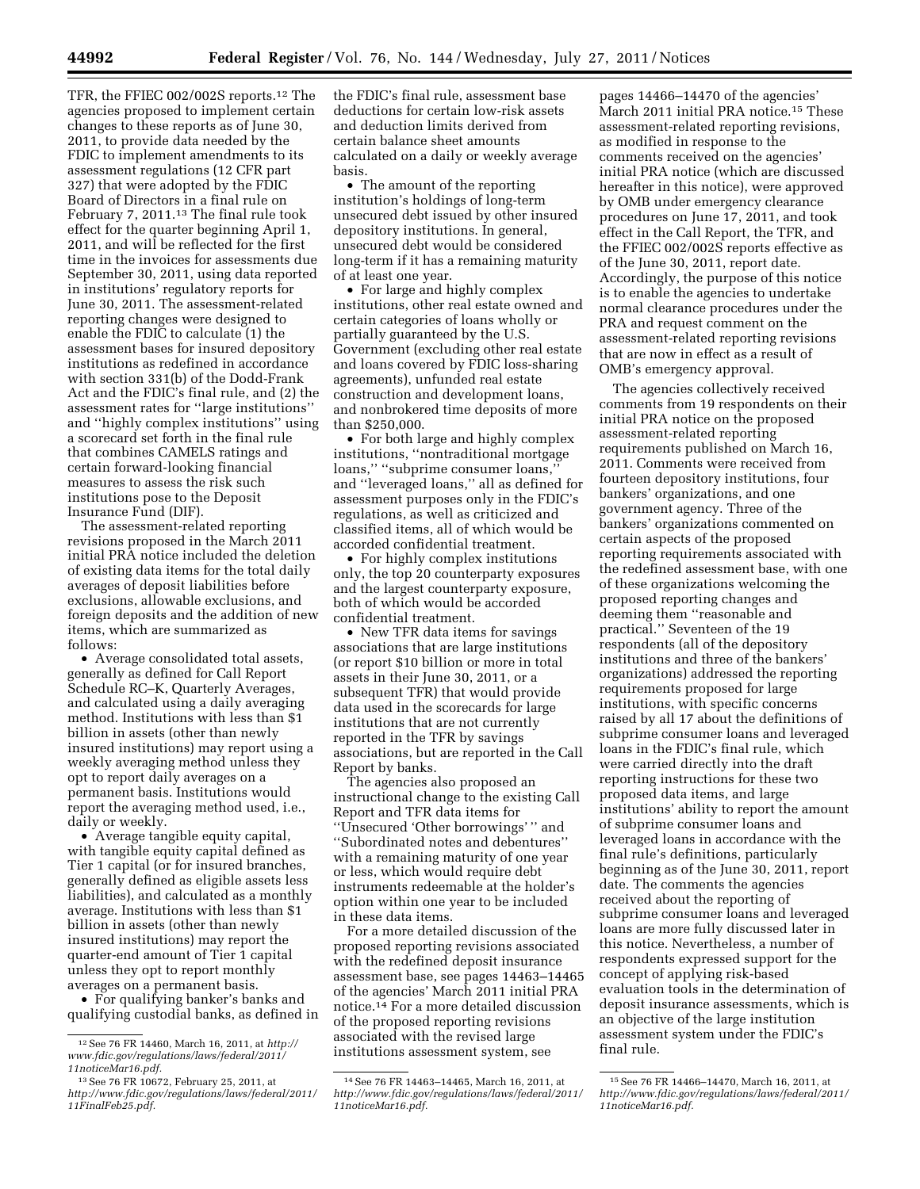TFR, the FFIEC 002/002S reports.[12] The agencies proposed to implement certain changes to these reports as of June 30, 2011, to provide data needed by the FDIC to implement amendments to its assessment regulations (12 CFR part 327) that were adopted by the FDIC Board of Directors in a final rule on February 7, 2011.[13] The final rule took effect for the quarter beginning April 1, 2011, and will be reflected for the first time in the invoices for assessments due September 30, 2011, using data reported in institutions' regulatory reports for June 30, 2011. The assessment-related reporting changes were designed to enable the FDIC to calculate (1) the assessment bases for insured depository institutions as redefined in accordance with section 331(b) of the Dodd-Frank Act and the FDIC's final rule, and (2) the assessment rates for "large institutions" and "highly complex institutions" using a scorecard set forth in the final rule that combines CAMELS ratings and certain forward-looking financial measures to assess the risk such institutions pose to the Deposit Insurance Fund (DIF).

The assessment-related reporting revisions proposed in the March 2011 initial PRA notice included the deletion of existing data items for the total daily averages of deposit liabilities before exclusions, allowable exclusions, and foreign deposits and the addition of new items, which are summarized as follows:

- Average consolidated total assets, generally as defined for Call Report Schedule RC–K, Quarterly Averages, and calculated using a daily averaging method. Institutions with less than $1 billion in assets (other than newly insured institutions) may report using a weekly averaging method unless they opt to report daily averages on a permanent basis. Institutions would report the averaging method used, i.e., daily or weekly.
- Average tangible equity capital, with tangible equity capital defined as Tier 1 capital (or for insured branches, generally defined as eligible assets less liabilities), and calculated as a monthly average. Institutions with less than $1 billion in assets (other than newly insured institutions) may report the quarter-end amount of Tier 1 capital unless they opt to report monthly averages on a permanent basis.
- For qualifying banker's banks and qualifying custodial banks, as defined in the FDIC's final rule, assessment base deductions for certain low-risk assets and deduction limits derived from certain balance sheet amounts calculated on a daily or weekly average basis.
- The amount of the reporting institution's holdings of long-term unsecured debt issued by other insured depository institutions. In general, unsecured debt would be considered long-term if it has a remaining maturity of at least one year.
- For large and highly complex institutions, other real estate owned and certain categories of loans wholly or partially guaranteed by the U.S. Government (excluding other real estate and loans covered by FDIC loss-sharing agreements), unfunded real estate construction and development loans, and nonbrokered time deposits of more than $250,000.
- For both large and highly complex institutions, "nontraditional mortgage loans," "subprime consumer loans," and "leveraged loans," all as defined for assessment purposes only in the FDIC's regulations, as well as criticized and classified items, all of which would be accorded confidential treatment.
- For highly complex institutions only, the top 20 counterparty exposures and the largest counterparty exposure, both of which would be accorded confidential treatment.
- New TFR data items for savings associations that are large institutions (or report $10 billion or more in total assets in their June 30, 2011, or a subsequent TFR) that would provide data used in the scorecards for large institutions that are not currently reported in the TFR by savings associations, but are reported in the Call Report by banks.

The agencies also proposed an instructional change to the existing Call Report and TFR data items for "Unsecured 'Other borrowings' " and "Subordinated notes and debentures" with a remaining maturity of one year or less, which would require debt instruments redeemable at the holder's option within one year to be included in these data items.

For a more detailed discussion of the proposed reporting revisions associated with the redefined deposit insurance assessment base, see pages 14463–14465 of the agencies' March 2011 initial PRA notice.[14] For a more detailed discussion of the proposed reporting revisions associated with the revised large institutions assessment system, see pages 14466–14470 of the agencies' March 2011 initial PRA notice.[15] These assessment-related reporting revisions, as modified in response to the comments received on the agencies' initial PRA notice (which are discussed hereafter in this notice), were approved by OMB under emergency clearance procedures on June 17, 2011, and took effect in the Call Report, the TFR, and the FFIEC 002/002S reports effective as of the June 30, 2011, report date. Accordingly, the purpose of this notice is to enable the agencies to undertake normal clearance procedures under the PRA and request comment on the assessment-related reporting revisions that are now in effect as a result of OMB's emergency approval.

The agencies collectively received comments from 19 respondents on their initial PRA notice on the proposed assessment-related reporting requirements published on March 16, 2011. Comments were received from fourteen depository institutions, four bankers' organizations, and one government agency. Three of the bankers' organizations commented on certain aspects of the proposed reporting requirements associated with the redefined assessment base, with one of these organizations welcoming the proposed reporting changes and deeming them "reasonable and practical." Seventeen of the 19 respondents (all of the depository institutions and three of the bankers' organizations) addressed the reporting requirements proposed for large institutions, with specific concerns raised by all 17 about the definitions of subprime consumer loans and leveraged loans in the FDIC's final rule, which were carried directly into the draft reporting instructions for these two proposed data items, and large institutions' ability to report the amount of subprime consumer loans and leveraged loans in accordance with the final rule's definitions, particularly beginning as of the June 30, 2011, report date. The comments the agencies received about the reporting of subprime consumer loans and leveraged loans are more fully discussed later in this notice. Nevertheless, a number of respondents expressed support for the concept of applying risk-based evaluation tools in the determination of deposit insurance assessments, which is an objective of the large institution assessment system under the FDIC's final rule.

[12] See 76 FR 14460, March 16, 2011, at *http://www.fdic.gov/regulations/laws/federal/2011/11noticeMar16.pdf*.

[13] See 76 FR 10672, February 25, 2011, at *http://www.fdic.gov/regulations/laws/federal/2011/11FinalFeb25.pdf*.

[14] See 76 FR 14463–14465, March 16, 2011, at *http://www.fdic.gov/regulations/laws/federal/2011/11noticeMar16.pdf*.

[15] See 76 FR 14466–14470, March 16, 2011, at *http://www.fdic.gov/regulations/laws/federal/2011/11noticeMar16.pdf*.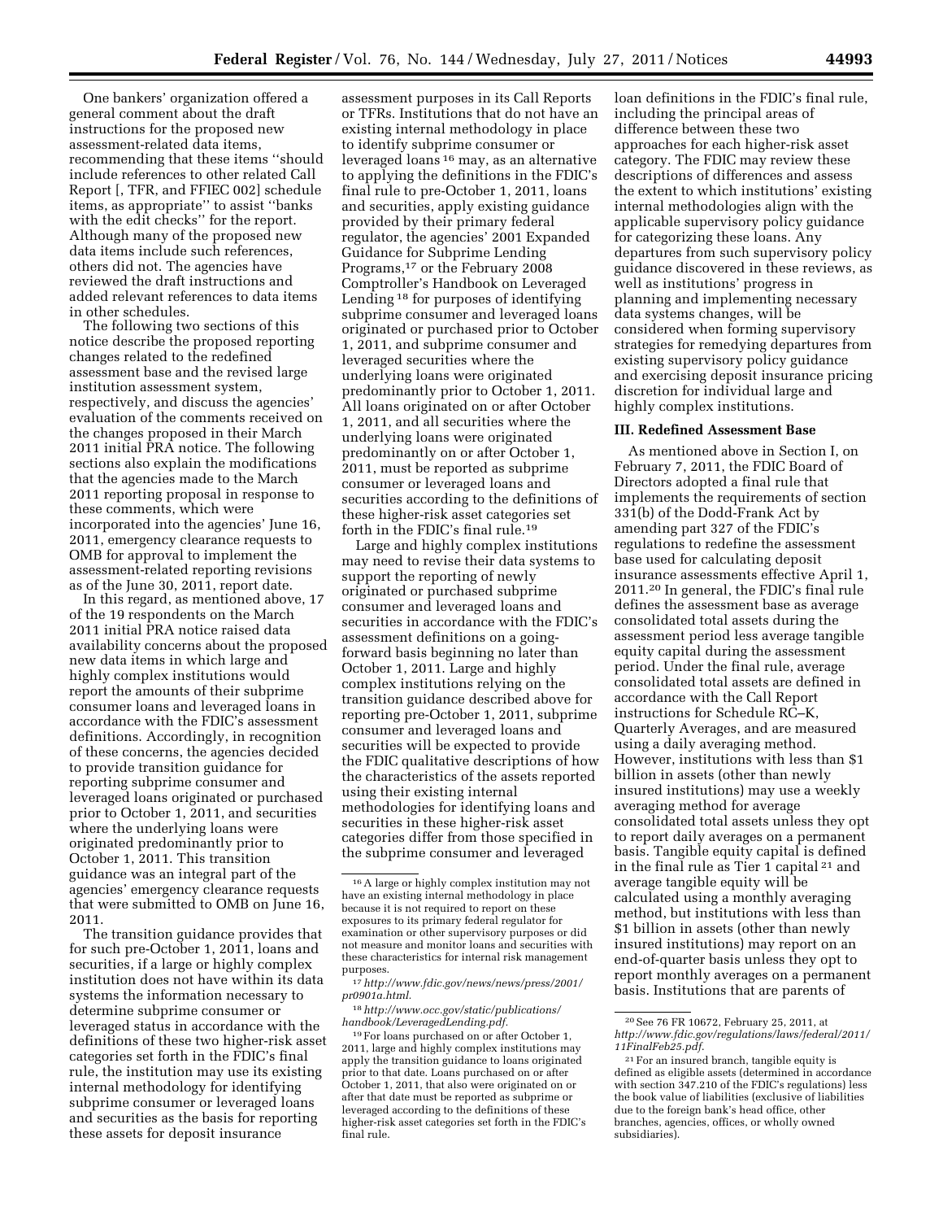One bankers' organization offered a general comment about the draft instructions for the proposed new assessment-related data items, recommending that these items ''should include references to other related Call Report [, TFR, and FFIEC 002] schedule items, as appropriate'' to assist ''banks with the edit checks'' for the report. Although many of the proposed new data items include such references, others did not. The agencies have reviewed the draft instructions and added relevant references to data items in other schedules.

The following two sections of this notice describe the proposed reporting changes related to the redefined assessment base and the revised large institution assessment system, respectively, and discuss the agencies' evaluation of the comments received on the changes proposed in their March 2011 initial PRA notice. The following sections also explain the modifications that the agencies made to the March 2011 reporting proposal in response to these comments, which were incorporated into the agencies' June 16, 2011, emergency clearance requests to OMB for approval to implement the assessment-related reporting revisions as of the June 30, 2011, report date.

In this regard, as mentioned above, 17 of the 19 respondents on the March 2011 initial PRA notice raised data availability concerns about the proposed new data items in which large and highly complex institutions would report the amounts of their subprime consumer loans and leveraged loans in accordance with the FDIC's assessment definitions. Accordingly, in recognition of these concerns, the agencies decided to provide transition guidance for reporting subprime consumer and leveraged loans originated or purchased prior to October 1, 2011, and securities where the underlying loans were originated predominantly prior to October 1, 2011. This transition guidance was an integral part of the agencies' emergency clearance requests that were submitted to OMB on June 16, 2011.

The transition guidance provides that for such pre-October 1, 2011, loans and securities, if a large or highly complex institution does not have within its data systems the information necessary to determine subprime consumer or leveraged status in accordance with the definitions of these two higher-risk asset categories set forth in the FDIC's final rule, the institution may use its existing internal methodology for identifying subprime consumer or leveraged loans and securities as the basis for reporting these assets for deposit insurance assessment purposes in its Call Reports or TFRs. Institutions that do not have an existing internal methodology in place to identify subprime consumer or leveraged loans [16] may, as an alternative to applying the definitions in the FDIC's final rule to pre-October 1, 2011, loans and securities, apply existing guidance provided by their primary federal regulator, the agencies' 2001 Expanded Guidance for Subprime Lending Programs,[17] or the February 2008 Comptroller's Handbook on Leveraged Lending [18] for purposes of identifying subprime consumer and leveraged loans originated or purchased prior to October 1, 2011, and subprime consumer and leveraged securities where the underlying loans were originated predominantly prior to October 1, 2011. All loans originated on or after October 1, 2011, and all securities where the underlying loans were originated predominantly on or after October 1, 2011, must be reported as subprime consumer or leveraged loans and securities according to the definitions of these higher-risk asset categories set forth in the FDIC's final rule.[19]

Large and highly complex institutions may need to revise their data systems to support the reporting of newly originated or purchased subprime consumer and leveraged loans and securities in accordance with the FDIC's assessment definitions on a going-forward basis beginning no later than October 1, 2011. Large and highly complex institutions relying on the transition guidance described above for reporting pre-October 1, 2011, subprime consumer and leveraged loans and securities will be expected to provide the FDIC qualitative descriptions of how the characteristics of the assets reported using their existing internal methodologies for identifying loans and securities in these higher-risk asset categories differ from those specified in the subprime consumer and leveraged loan definitions in the FDIC's final rule, including the principal areas of difference between these two approaches for each higher-risk asset category. The FDIC may review these descriptions of differences and assess the extent to which institutions' existing internal methodologies align with the applicable supervisory policy guidance for categorizing these loans. Any departures from such supervisory policy guidance discovered in these reviews, as well as institutions' progress in planning and implementing necessary data systems changes, will be considered when forming supervisory strategies for remedying departures from existing supervisory policy guidance and exercising deposit insurance pricing discretion for individual large and highly complex institutions.

## III. Redefined Assessment Base

As mentioned above in Section I, on February 7, 2011, the FDIC Board of Directors adopted a final rule that implements the requirements of section 331(b) of the Dodd-Frank Act by amending part 327 of the FDIC's regulations to redefine the assessment base used for calculating deposit insurance assessments effective April 1, 2011.[20] In general, the FDIC's final rule defines the assessment base as average consolidated total assets during the assessment period less average tangible equity capital during the assessment period. Under the final rule, average consolidated total assets are defined in accordance with the Call Report instructions for Schedule RC–K, Quarterly Averages, and are measured using a daily averaging method. However, institutions with less than $1 billion in assets (other than newly insured institutions) may use a weekly averaging method for average consolidated total assets unless they opt to report daily averages on a permanent basis. Tangible equity capital is defined in the final rule as Tier 1 capital [21] and average tangible equity will be calculated using a monthly averaging method, but institutions with less than $1 billion in assets (other than newly insured institutions) may report on an end-of-quarter basis unless they opt to report monthly averages on a permanent basis. Institutions that are parents of

---

[16] A large or highly complex institution may not have an existing internal methodology in place because it is not required to report on these exposures to its primary federal regulator for examination or other supervisory purposes or did not measure and monitor loans and securities with these characteristics for internal risk management purposes.

[17] *http://www.fdic.gov/news/news/press/2001/pr0901a.html.*

[18] *http://www.occ.gov/static/publications/handbook/LeveragedLending.pdf.*

[19] For loans purchased on or after October 1, 2011, large and highly complex institutions may apply the transition guidance to loans originated prior to that date. Loans purchased on or after October 1, 2011, that also were originated on or after that date must be reported as subprime or leveraged according to the definitions of these higher-risk asset categories set forth in the FDIC's final rule.

[20] See 76 FR 10672, February 25, 2011, at *http://www.fdic.gov/regulations/laws/federal/2011/11FinalFeb25.pdf.*

[21] For an insured branch, tangible equity is defined as eligible assets (determined in accordance with section 347.210 of the FDIC's regulations) less the book value of liabilities (exclusive of liabilities due to the foreign bank's head office, other branches, agencies, offices, or wholly owned subsidiaries).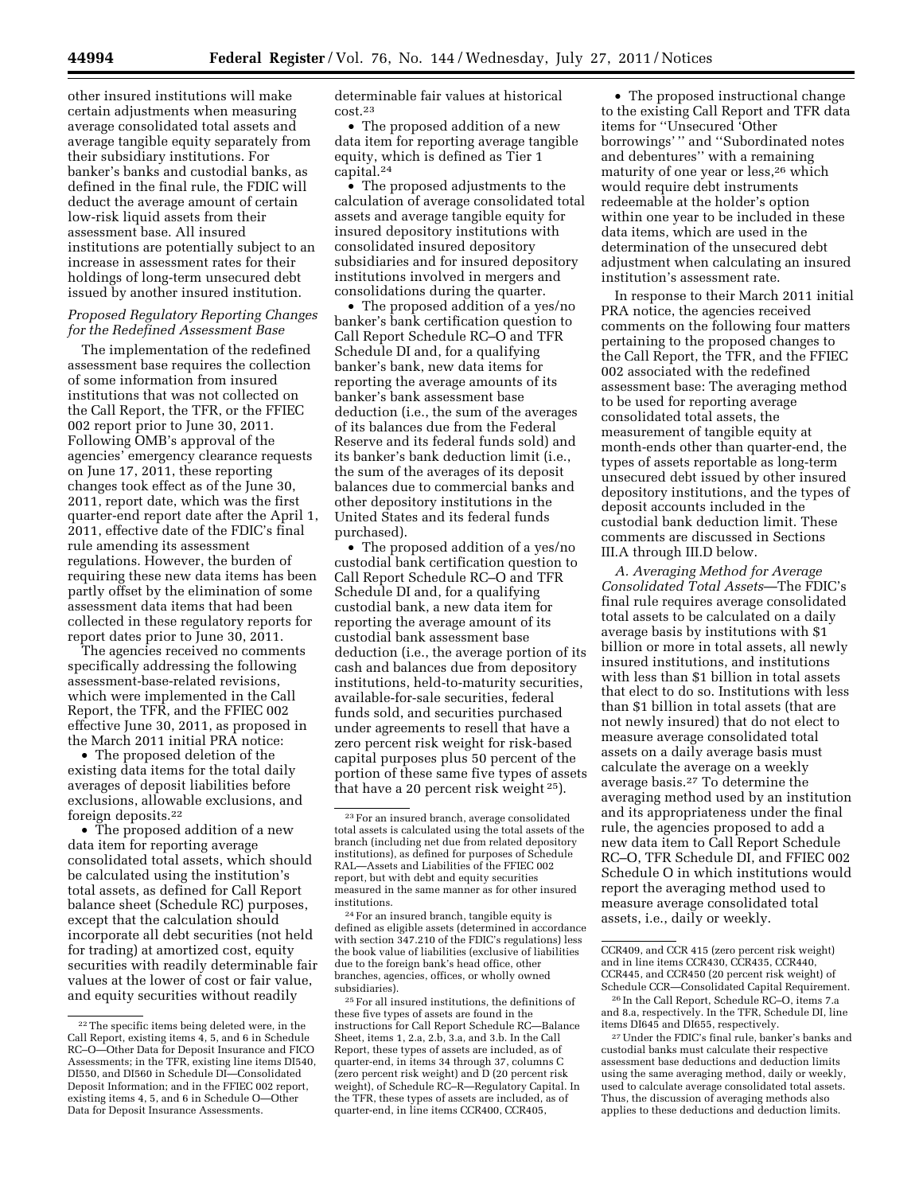other insured institutions will make certain adjustments when measuring average consolidated total assets and average tangible equity separately from their subsidiary institutions. For banker's banks and custodial banks, as defined in the final rule, the FDIC will deduct the average amount of certain low-risk liquid assets from their assessment base. All insured institutions are potentially subject to an increase in assessment rates for their holdings of long-term unsecured debt issued by another insured institution.

*Proposed Regulatory Reporting Changes for the Redefined Assessment Base*

The implementation of the redefined assessment base requires the collection of some information from insured institutions that was not collected on the Call Report, the TFR, or the FFIEC 002 report prior to June 30, 2011. Following OMB's approval of the agencies' emergency clearance requests on June 17, 2011, these reporting changes took effect as of the June 30, 2011, report date, which was the first quarter-end report date after the April 1, 2011, effective date of the FDIC's final rule amending its assessment regulations. However, the burden of requiring these new data items has been partly offset by the elimination of some assessment data items that had been collected in these regulatory reports for report dates prior to June 30, 2011.

The agencies received no comments specifically addressing the following assessment-base-related revisions, which were implemented in the Call Report, the TFR, and the FFIEC 002 effective June 30, 2011, as proposed in the March 2011 initial PRA notice:

- The proposed deletion of the existing data items for the total daily averages of deposit liabilities before exclusions, allowable exclusions, and foreign deposits.[22]
- The proposed addition of a new data item for reporting average consolidated total assets, which should be calculated using the institution's total assets, as defined for Call Report balance sheet (Schedule RC) purposes, except that the calculation should incorporate all debt securities (not held for trading) at amortized cost, equity securities with readily determinable fair values at the lower of cost or fair value, and equity securities without readily determinable fair values at historical cost.[23]
- The proposed addition of a new data item for reporting average tangible equity, which is defined as Tier 1 capital.[24]
- The proposed adjustments to the calculation of average consolidated total assets and average tangible equity for insured depository institutions with consolidated insured depository subsidiaries and for insured depository institutions involved in mergers and consolidations during the quarter.
- The proposed addition of a yes/no banker's bank certification question to Call Report Schedule RC–O and TFR Schedule DI and, for a qualifying banker's bank, new data items for reporting the average amounts of its banker's bank assessment base deduction (i.e., the sum of the averages of its balances due from the Federal Reserve and its federal funds sold) and its banker's bank deduction limit (i.e., the sum of the averages of its deposit balances due to commercial banks and other depository institutions in the United States and its federal funds purchased).
- The proposed addition of a yes/no custodial bank certification question to Call Report Schedule RC–O and TFR Schedule DI and, for a qualifying custodial bank, a new data item for reporting the average amount of its custodial bank assessment base deduction (i.e., the average portion of its cash and balances due from depository institutions, held-to-maturity securities, available-for-sale securities, federal funds sold, and securities purchased under agreements to resell that have a zero percent risk weight for risk-based capital purposes plus 50 percent of the portion of these same five types of assets that have a 20 percent risk weight[25]).
- The proposed instructional change to the existing Call Report and TFR data items for ''Unsecured 'Other borrowings' '' and ''Subordinated notes and debentures'' with a remaining maturity of one year or less,[26] which would require debt instruments redeemable at the holder's option within one year to be included in these data items, which are used in the determination of the unsecured debt adjustment when calculating an insured institution's assessment rate.

In response to their March 2011 initial PRA notice, the agencies received comments on the following four matters pertaining to the proposed changes to the Call Report, the TFR, and the FFIEC 002 associated with the redefined assessment base: The averaging method to be used for reporting average consolidated total assets, the measurement of tangible equity at month-ends other than quarter-end, the types of assets reportable as long-term unsecured debt issued by other insured depository institutions, and the types of deposit accounts included in the custodial bank deduction limit. These comments are discussed in Sections III.A through III.D below.

*A. Averaging Method for Average Consolidated Total Assets*—The FDIC's final rule requires average consolidated total assets to be calculated on a daily average basis by institutions with $1 billion or more in total assets, all newly insured institutions, and institutions with less than $1 billion in total assets that elect to do so. Institutions with less than $1 billion in total assets (that are not newly insured) that do not elect to measure average consolidated total assets on a daily average basis must calculate the average on a weekly average basis.[27] To determine the averaging method used by an institution and its appropriateness under the final rule, the agencies proposed to add a new data item to Call Report Schedule RC–O, TFR Schedule DI, and FFIEC 002 Schedule O in which institutions would report the averaging method used to measure average consolidated total assets, i.e., daily or weekly.

---

[22] The specific items being deleted were, in the Call Report, existing items 4, 5, and 6 in Schedule RC–O—Other Data for Deposit Insurance and FICO Assessments; in the TFR, existing line items DI540, DI550, and DI560 in Schedule DI—Consolidated Deposit Information; and in the FFIEC 002 report, existing items 4, 5, and 6 in Schedule O—Other Data for Deposit Insurance Assessments.

[23] For an insured branch, average consolidated total assets is calculated using the total assets of the branch (including net due from related depository institutions), as defined for purposes of Schedule RAL—Assets and Liabilities of the FFIEC 002 report, but with debt and equity securities measured in the same manner as for other insured institutions.

[24] For an insured branch, tangible equity is defined as eligible assets (determined in accordance with section 347.210 of the FDIC's regulations) less the book value of liabilities (exclusive of liabilities due to the foreign bank's head office, other branches, agencies, offices, or wholly owned subsidiaries).

[25] For all insured institutions, the definitions of these five types of assets are found in the instructions for Call Report Schedule RC—Balance Sheet, items 1, 2.a, 2.b, 3.a, and 3.b. In the Call Report, these types of assets are included, as of quarter-end, in items 34 through 37, columns C (zero percent risk weight) and D (20 percent risk weight), of Schedule RC–R—Regulatory Capital. In the TFR, these types of assets are included, as of quarter-end, in line items CCR400, CCR405, CCR409, and CCR 415 (zero percent risk weight) and in line items CCR430, CCR435, CCR440, CCR445, and CCR450 (20 percent risk weight) of Schedule CCR—Consolidated Capital Requirement.

[26] In the Call Report, Schedule RC–O, items 7.a and 8.a, respectively. In the TFR, Schedule DI, line items DI645 and DI655, respectively.

[27] Under the FDIC's final rule, banker's banks and custodial banks must calculate their respective assessment base deductions and deduction limits using the same averaging method, daily or weekly, used to calculate average consolidated total assets. Thus, the discussion of averaging methods also applies to these deductions and deduction limits.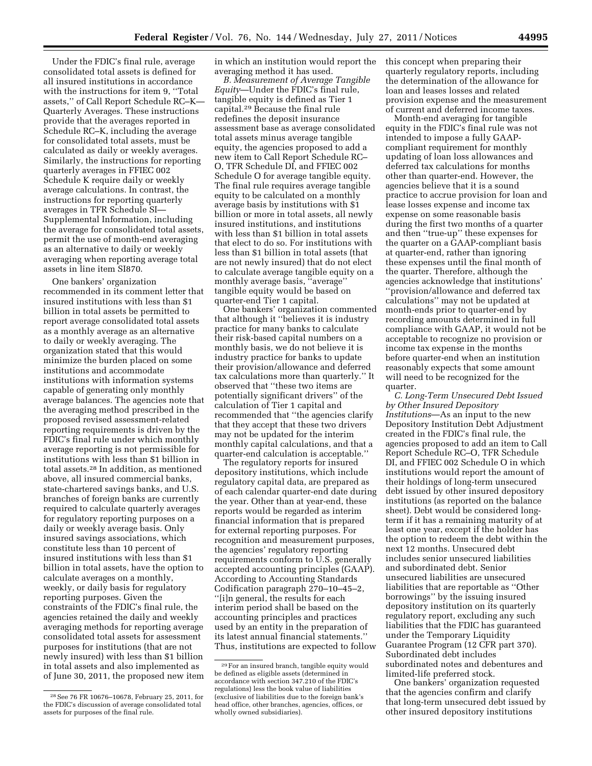Under the FDIC's final rule, average consolidated total assets is defined for all insured institutions in accordance with the instructions for item 9, ''Total assets,'' of Call Report Schedule RC–K—Quarterly Averages. These instructions provide that the averages reported in Schedule RC–K, including the average for consolidated total assets, must be calculated as daily or weekly averages. Similarly, the instructions for reporting quarterly averages in FFIEC 002 Schedule K require daily or weekly average calculations. In contrast, the instructions for reporting quarterly averages in TFR Schedule SI—Supplemental Information, including the average for consolidated total assets, permit the use of month-end averaging as an alternative to daily or weekly averaging when reporting average total assets in line item SI870.

One bankers' organization recommended in its comment letter that insured institutions with less than $1 billion in total assets be permitted to report average consolidated total assets as a monthly average as an alternative to daily or weekly averaging. The organization stated that this would minimize the burden placed on some institutions and accommodate institutions with information systems capable of generating only monthly average balances. The agencies note that the averaging method prescribed in the proposed revised assessment-related reporting requirements is driven by the FDIC's final rule under which monthly average reporting is not permissible for institutions with less than $1 billion in total assets.[28] In addition, as mentioned above, all insured commercial banks, state-chartered savings banks, and U.S. branches of foreign banks are currently required to calculate quarterly averages for regulatory reporting purposes on a daily or weekly average basis. Only insured savings associations, which constitute less than 10 percent of insured institutions with less than $1 billion in total assets, have the option to calculate averages on a monthly, weekly, or daily basis for regulatory reporting purposes. Given the constraints of the FDIC's final rule, the agencies retained the daily and weekly averaging methods for reporting average consolidated total assets for assessment purposes for institutions (that are not newly insured) with less than $1 billion in total assets and also implemented as of June 30, 2011, the proposed new item in which an institution would report the averaging method it has used.

*B. Measurement of Average Tangible Equity*—Under the FDIC's final rule, tangible equity is defined as Tier 1 capital.[29] Because the final rule redefines the deposit insurance assessment base as average consolidated total assets minus average tangible equity, the agencies proposed to add a new item to Call Report Schedule RC–O, TFR Schedule DI, and FFIEC 002 Schedule O for average tangible equity. The final rule requires average tangible equity to be calculated on a monthly average basis by institutions with $1 billion or more in total assets, all newly insured institutions, and institutions with less than $1 billion in total assets that elect to do so. For institutions with less than $1 billion in total assets (that are not newly insured) that do not elect to calculate average tangible equity on a monthly average basis, ''average'' tangible equity would be based on quarter-end Tier 1 capital.

One bankers' organization commented that although it ''believes it is industry practice for many banks to calculate their risk-based capital numbers on a monthly basis, we do not believe it is industry practice for banks to update their provision/allowance and deferred tax calculations more than quarterly.'' It observed that ''these two items are potentially significant drivers'' of the calculation of Tier 1 capital and recommended that ''the agencies clarify that they accept that these two drivers may not be updated for the interim monthly capital calculations, and that a quarter-end calculation is acceptable.''

The regulatory reports for insured depository institutions, which include regulatory capital data, are prepared as of each calendar quarter-end date during the year. Other than at year-end, these reports would be regarded as interim financial information that is prepared for external reporting purposes. For recognition and measurement purposes, the agencies' regulatory reporting requirements conform to U.S. generally accepted accounting principles (GAAP). According to Accounting Standards Codification paragraph 270–10–45–2, ''[i]n general, the results for each interim period shall be based on the accounting principles and practices used by an entity in the preparation of its latest annual financial statements.'' Thus, institutions are expected to follow this concept when preparing their quarterly regulatory reports, including the determination of the allowance for loan and leases losses and related provision expense and the measurement of current and deferred income taxes.

Month-end averaging for tangible equity in the FDIC's final rule was not intended to impose a fully GAAP-compliant requirement for monthly updating of loan loss allowances and deferred tax calculations for months other than quarter-end. However, the agencies believe that it is a sound practice to accrue provision for loan and lease losses expense and income tax expense on some reasonable basis during the first two months of a quarter and then ''true-up'' these expenses for the quarter on a GAAP-compliant basis at quarter-end, rather than ignoring these expenses until the final month of the quarter. Therefore, although the agencies acknowledge that institutions' ''provision/allowance and deferred tax calculations'' may not be updated at month-ends prior to quarter-end by recording amounts determined in full compliance with GAAP, it would not be acceptable to recognize no provision or income tax expense in the months before quarter-end when an institution reasonably expects that some amount will need to be recognized for the quarter.

*C. Long-Term Unsecured Debt Issued by Other Insured Depository Institutions*—As an input to the new Depository Institution Debt Adjustment created in the FDIC's final rule, the agencies proposed to add an item to Call Report Schedule RC–O, TFR Schedule DI, and FFIEC 002 Schedule O in which institutions would report the amount of their holdings of long-term unsecured debt issued by other insured depository institutions (as reported on the balance sheet). Debt would be considered long-term if it has a remaining maturity of at least one year, except if the holder has the option to redeem the debt within the next 12 months. Unsecured debt includes senior unsecured liabilities and subordinated debt. Senior unsecured liabilities are unsecured liabilities that are reportable as ''Other borrowings'' by the issuing insured depository institution on its quarterly regulatory report, excluding any such liabilities that the FDIC has guaranteed under the Temporary Liquidity Guarantee Program (12 CFR part 370). Subordinated debt includes subordinated notes and debentures and limited-life preferred stock.

One bankers' organization requested that the agencies confirm and clarify that long-term unsecured debt issued by other insured depository institutions

---

[28] See 76 FR 10676–10678, February 25, 2011, for the FDIC's discussion of average consolidated total assets for purposes of the final rule.

[29] For an insured branch, tangible equity would be defined as eligible assets (determined in accordance with section 347.210 of the FDIC's regulations) less the book value of liabilities (exclusive of liabilities due to the foreign bank's head office, other branches, agencies, offices, or wholly owned subsidiaries).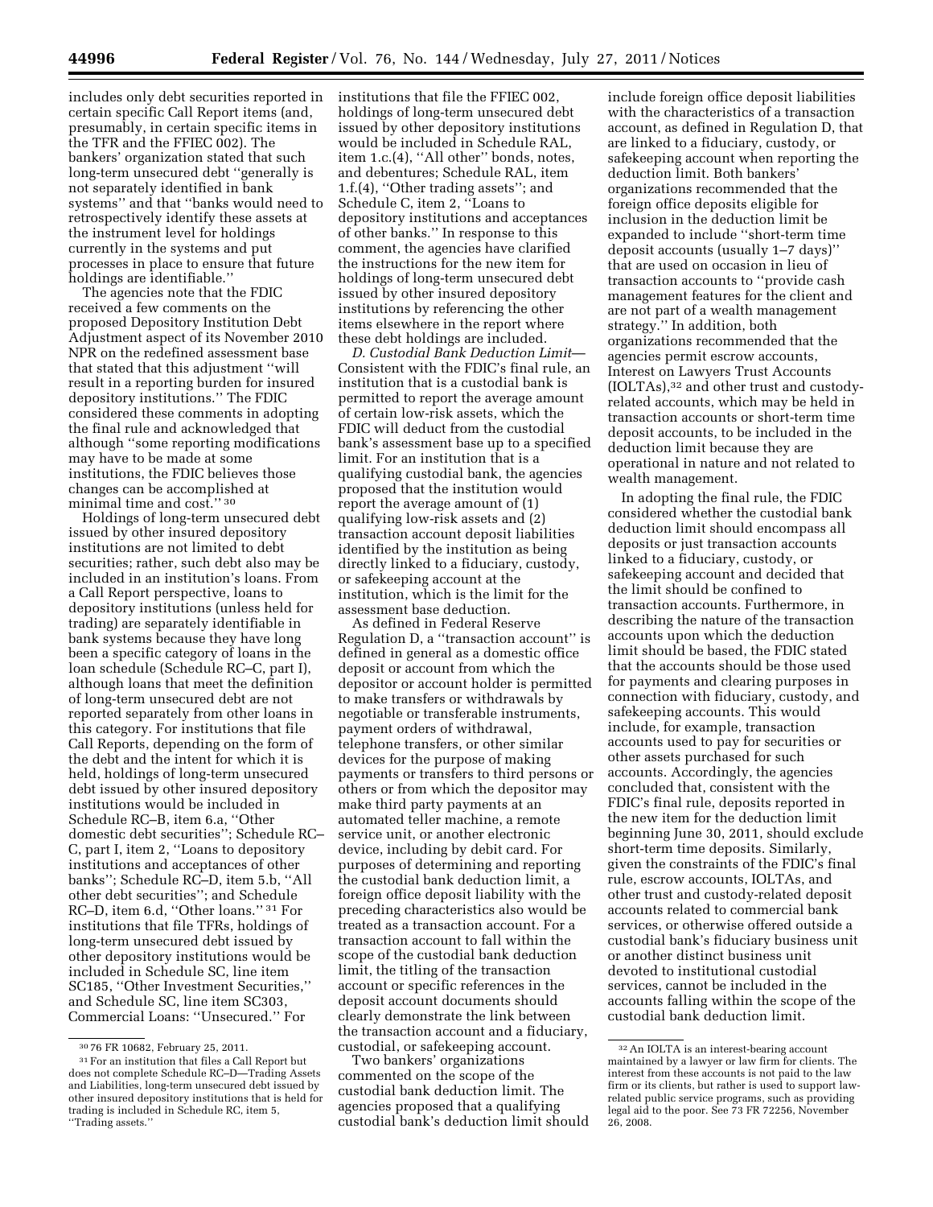includes only debt securities reported in certain specific Call Report items (and, presumably, in certain specific items in the TFR and the FFIEC 002). The bankers' organization stated that such long-term unsecured debt ''generally is not separately identified in bank systems'' and that ''banks would need to retrospectively identify these assets at the instrument level for holdings currently in the systems and put processes in place to ensure that future holdings are identifiable.''

The agencies note that the FDIC received a few comments on the proposed Depository Institution Debt Adjustment aspect of its November 2010 NPR on the redefined assessment base that stated that this adjustment ''will result in a reporting burden for insured depository institutions.'' The FDIC considered these comments in adopting the final rule and acknowledged that although ''some reporting modifications may have to be made at some institutions, the FDIC believes those changes can be accomplished at minimal time and cost.'' [30]

Holdings of long-term unsecured debt issued by other insured depository institutions are not limited to debt securities; rather, such debt also may be included in an institution's loans. From a Call Report perspective, loans to depository institutions (unless held for trading) are separately identifiable in bank systems because they have long been a specific category of loans in the loan schedule (Schedule RC–C, part I), although loans that meet the definition of long-term unsecured debt are not reported separately from other loans in this category. For institutions that file Call Reports, depending on the form of the debt and the intent for which it is held, holdings of long-term unsecured debt issued by other insured depository institutions would be included in Schedule RC–B, item 6.a, ''Other domestic debt securities''; Schedule RC–C, part I, item 2, ''Loans to depository institutions and acceptances of other banks''; Schedule RC–D, item 5.b, ''All other debt securities''; and Schedule RC–D, item 6.d, ''Other loans.'' [31] For institutions that file TFRs, holdings of long-term unsecured debt issued by other depository institutions would be included in Schedule SC, line item SC185, ''Other Investment Securities,'' and Schedule SC, line item SC303, Commercial Loans: ''Unsecured.'' For institutions that file the FFIEC 002, holdings of long-term unsecured debt issued by other depository institutions would be included in Schedule RAL, item 1.c.(4), ''All other'' bonds, notes, and debentures; Schedule RAL, item 1.f.(4), ''Other trading assets''; and Schedule C, item 2, ''Loans to depository institutions and acceptances of other banks.'' In response to this comment, the agencies have clarified the instructions for the new item for holdings of long-term unsecured debt issued by other insured depository institutions by referencing the other items elsewhere in the report where these debt holdings are included.

*D. Custodial Bank Deduction Limit*—Consistent with the FDIC's final rule, an institution that is a custodial bank is permitted to report the average amount of certain low-risk assets, which the FDIC will deduct from the custodial bank's assessment base up to a specified limit. For an institution that is a qualifying custodial bank, the agencies proposed that the institution would report the average amount of (1) qualifying low-risk assets and (2) transaction account deposit liabilities identified by the institution as being directly linked to a fiduciary, custody, or safekeeping account at the institution, which is the limit for the assessment base deduction.

As defined in Federal Reserve Regulation D, a ''transaction account'' is defined in general as a domestic office deposit or account from which the depositor or account holder is permitted to make transfers or withdrawals by negotiable or transferable instruments, payment orders of withdrawal, telephone transfers, or other similar devices for the purpose of making payments or transfers to third persons or others or from which the depositor may make third party payments at an automated teller machine, a remote service unit, or another electronic device, including by debit card. For purposes of determining and reporting the custodial bank deduction limit, a foreign office deposit liability with the preceding characteristics also would be treated as a transaction account. For a transaction account to fall within the scope of the custodial bank deduction limit, the titling of the transaction account or specific references in the deposit account documents should clearly demonstrate the link between the transaction account and a fiduciary, custodial, or safekeeping account.

Two bankers' organizations commented on the scope of the custodial bank deduction limit. The agencies proposed that a qualifying custodial bank's deduction limit should include foreign office deposit liabilities with the characteristics of a transaction account, as defined in Regulation D, that are linked to a fiduciary, custody, or safekeeping account when reporting the deduction limit. Both bankers' organizations recommended that the foreign office deposits eligible for inclusion in the deduction limit be expanded to include ''short-term time deposit accounts (usually 1–7 days)'' that are used on occasion in lieu of transaction accounts to ''provide cash management features for the client and are not part of a wealth management strategy.'' In addition, both organizations recommended that the agencies permit escrow accounts, Interest on Lawyers Trust Accounts (IOLTAs),[32] and other trust and custody-related accounts, which may be held in transaction accounts or short-term time deposit accounts, to be included in the deduction limit because they are operational in nature and not related to wealth management.

In adopting the final rule, the FDIC considered whether the custodial bank deduction limit should encompass all deposits or just transaction accounts linked to a fiduciary, custody, or safekeeping account and decided that the limit should be confined to transaction accounts. Furthermore, in describing the nature of the transaction accounts upon which the deduction limit should be based, the FDIC stated that the accounts should be those used for payments and clearing purposes in connection with fiduciary, custody, and safekeeping accounts. This would include, for example, transaction accounts used to pay for securities or other assets purchased for such accounts. Accordingly, the agencies concluded that, consistent with the FDIC's final rule, deposits reported in the new item for the deduction limit beginning June 30, 2011, should exclude short-term time deposits. Similarly, given the constraints of the FDIC's final rule, escrow accounts, IOLTAs, and other trust and custody-related deposit accounts related to commercial bank services, or otherwise offered outside a custodial bank's fiduciary business unit or another distinct business unit devoted to institutional custodial services, cannot be included in the accounts falling within the scope of the custodial bank deduction limit.

---

[30] 76 FR 10682, February 25, 2011.

[31] For an institution that files a Call Report but does not complete Schedule RC–D—Trading Assets and Liabilities, long-term unsecured debt issued by other insured depository institutions that is held for trading is included in Schedule RC, item 5, ''Trading assets.''

[32] An IOLTA is an interest-bearing account maintained by a lawyer or law firm for clients. The interest from these accounts is not paid to the law firm or its clients, but rather is used to support law-related public service programs, such as providing legal aid to the poor. See 73 FR 72256, November 26, 2008.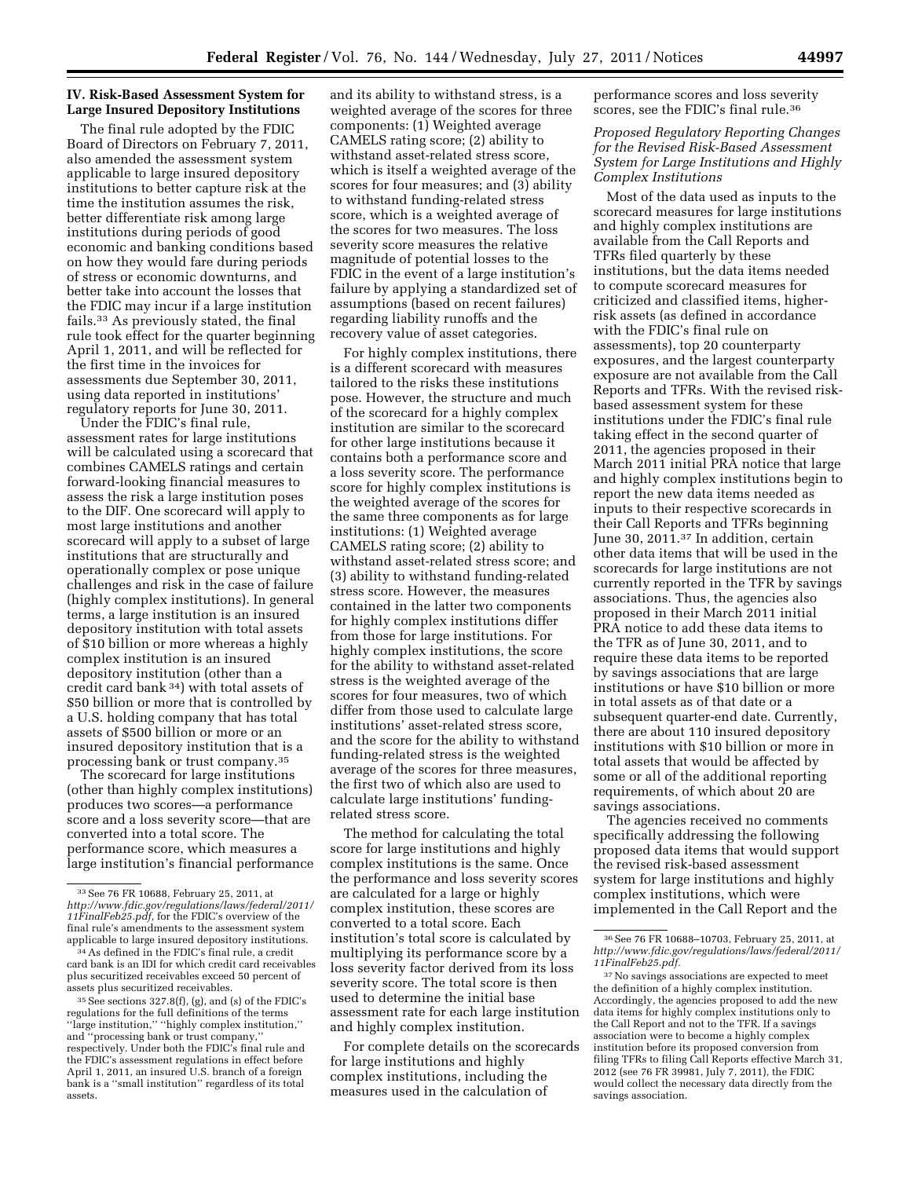### IV. Risk-Based Assessment System for Large Insured Depository Institutions

The final rule adopted by the FDIC Board of Directors on February 7, 2011, also amended the assessment system applicable to large insured depository institutions to better capture risk at the time the institution assumes the risk, better differentiate risk among large institutions during periods of good economic and banking conditions based on how they would fare during periods of stress or economic downturns, and better take into account the losses that the FDIC may incur if a large institution fails.[33] As previously stated, the final rule took effect for the quarter beginning April 1, 2011, and will be reflected for the first time in the invoices for assessments due September 30, 2011, using data reported in institutions' regulatory reports for June 30, 2011.

Under the FDIC's final rule, assessment rates for large institutions will be calculated using a scorecard that combines CAMELS ratings and certain forward-looking financial measures to assess the risk a large institution poses to the DIF. One scorecard will apply to most large institutions and another scorecard will apply to a subset of large institutions that are structurally and operationally complex or pose unique challenges and risk in the case of failure (highly complex institutions). In general terms, a large institution is an insured depository institution with total assets of $10 billion or more whereas a highly complex institution is an insured depository institution (other than a credit card bank[34]) with total assets of $50 billion or more that is controlled by a U.S. holding company that has total assets of $500 billion or more or an insured depository institution that is a processing bank or trust company.[35]

The scorecard for large institutions (other than highly complex institutions) produces two scores—a performance score and a loss severity score—that are converted into a total score. The performance score, which measures a large institution's financial performance and its ability to withstand stress, is a weighted average of the scores for three components: (1) Weighted average CAMELS rating score; (2) ability to withstand asset-related stress score, which is itself a weighted average of the scores for four measures; and (3) ability to withstand funding-related stress score, which is a weighted average of the scores for two measures. The loss severity score measures the relative magnitude of potential losses to the FDIC in the event of a large institution's failure by applying a standardized set of assumptions (based on recent failures) regarding liability runoffs and the recovery value of asset categories.

For highly complex institutions, there is a different scorecard with measures tailored to the risks these institutions pose. However, the structure and much of the scorecard for a highly complex institution are similar to the scorecard for other large institutions because it contains both a performance score and a loss severity score. The performance score for highly complex institutions is the weighted average of the scores for the same three components as for large institutions: (1) Weighted average CAMELS rating score; (2) ability to withstand asset-related stress score; and (3) ability to withstand funding-related stress score. However, the measures contained in the latter two components for highly complex institutions differ from those for large institutions. For highly complex institutions, the score for the ability to withstand asset-related stress is the weighted average of the scores for four measures, two of which differ from those used to calculate large institutions' asset-related stress score, and the score for the ability to withstand funding-related stress is the weighted average of the scores for three measures, the first two of which also are used to calculate large institutions' funding-related stress score.

The method for calculating the total score for large institutions and highly complex institutions is the same. Once the performance and loss severity scores are calculated for a large or highly complex institution, these scores are converted to a total score. Each institution's total score is calculated by multiplying its performance score by a loss severity factor derived from its loss severity score. The total score is then used to determine the initial base assessment rate for each large institution and highly complex institution.

For complete details on the scorecards for large institutions and highly complex institutions, including the measures used in the calculation of performance scores and loss severity scores, see the FDIC's final rule.[36]

*Proposed Regulatory Reporting Changes for the Revised Risk-Based Assessment System for Large Institutions and Highly Complex Institutions*

Most of the data used as inputs to the scorecard measures for large institutions and highly complex institutions are available from the Call Reports and TFRs filed quarterly by these institutions, but the data items needed to compute scorecard measures for criticized and classified items, higher-risk assets (as defined in accordance with the FDIC's final rule on assessments), top 20 counterparty exposures, and the largest counterparty exposure are not available from the Call Reports and TFRs. With the revised risk-based assessment system for these institutions under the FDIC's final rule taking effect in the second quarter of 2011, the agencies proposed in their March 2011 initial PRA notice that large and highly complex institutions begin to report the new data items needed as inputs to their respective scorecards in their Call Reports and TFRs beginning June 30, 2011.[37] In addition, certain other data items that will be used in the scorecards for large institutions are not currently reported in the TFR by savings associations. Thus, the agencies also proposed in their March 2011 initial PRA notice to add these data items to the TFR as of June 30, 2011, and to require these data items to be reported by savings associations that are large institutions or have $10 billion or more in total assets as of that date or a subsequent quarter-end date. Currently, there are about 110 insured depository institutions with $10 billion or more in total assets that would be affected by some or all of the additional reporting requirements, of which about 20 are savings associations.

The agencies received no comments specifically addressing the following proposed data items that would support the revised risk-based assessment system for large institutions and highly complex institutions, which were implemented in the Call Report and the

---

[33] See 76 FR 10688, February 25, 2011, at *http://www.fdic.gov/regulations/laws/federal/2011/11FinalFeb25.pdf*, for the FDIC's overview of the final rule's amendments to the assessment system applicable to large insured depository institutions.

[34] As defined in the FDIC's final rule, a credit card bank is an IDI for which credit card receivables plus securitized receivables exceed 50 percent of assets plus securitized receivables.

[35] See sections 327.8(f), (g), and (s) of the FDIC's regulations for the full definitions of the terms "large institution," "highly complex institution," and "processing bank or trust company," respectively. Under both the FDIC's final rule and the FDIC's assessment regulations in effect before April 1, 2011, an insured U.S. branch of a foreign bank is a "small institution" regardless of its total assets.

[36] See 76 FR 10688–10703, February 25, 2011, at *http://www.fdic.gov/regulations/laws/federal/2011/11FinalFeb25.pdf*.

[37] No savings associations are expected to meet the definition of a highly complex institution. Accordingly, the agencies proposed to add the new data items for highly complex institutions only to the Call Report and not to the TFR. If a savings association were to become a highly complex institution before its proposed conversion from filing TFRs to filing Call Reports effective March 31, 2012 (see 76 FR 39981, July 7, 2011), the FDIC would collect the necessary data directly from the savings association.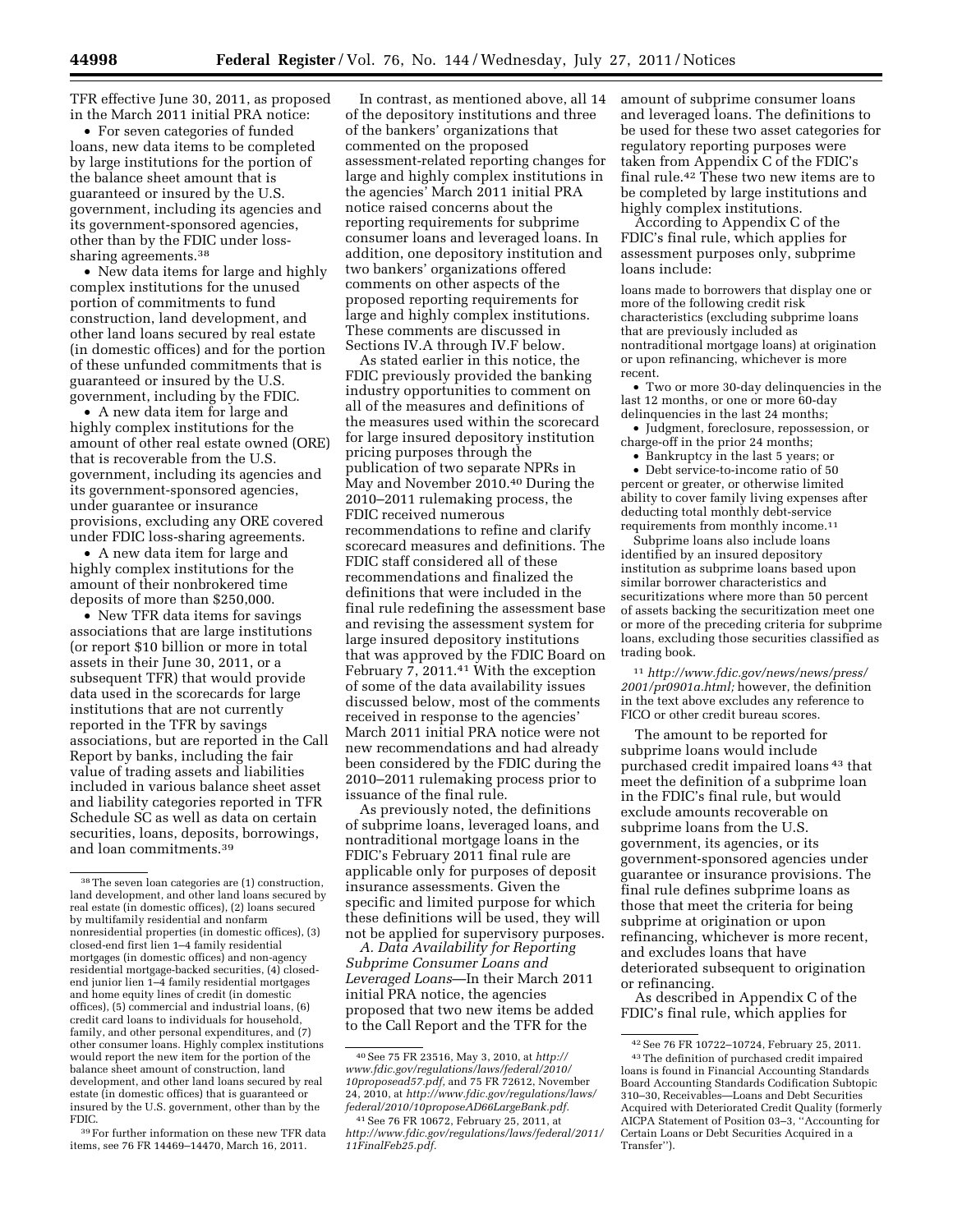TFR effective June 30, 2011, as proposed in the March 2011 initial PRA notice:

- For seven categories of funded loans, new data items to be completed by large institutions for the portion of the balance sheet amount that is guaranteed or insured by the U.S. government, including its agencies and its government-sponsored agencies, other than by the FDIC under loss-sharing agreements.[38]
- New data items for large and highly complex institutions for the unused portion of commitments to fund construction, land development, and other land loans secured by real estate (in domestic offices) and for the portion of these unfunded commitments that is guaranteed or insured by the U.S. government, including by the FDIC.
- A new data item for large and highly complex institutions for the amount of other real estate owned (ORE) that is recoverable from the U.S. government, including its agencies and its government-sponsored agencies, under guarantee or insurance provisions, excluding any ORE covered under FDIC loss-sharing agreements.
- A new data item for large and highly complex institutions for the amount of their nonbrokered time deposits of more than $250,000.
- New TFR data items for savings associations that are large institutions (or report $10 billion or more in total assets in their June 30, 2011, or a subsequent TFR) that would provide data used in the scorecards for large institutions that are not currently reported in the TFR by savings associations, but are reported in the Call Report by banks, including the fair value of trading assets and liabilities included in various balance sheet asset and liability categories reported in TFR Schedule SC as well as data on certain securities, loans, deposits, borrowings, and loan commitments.[39]

In contrast, as mentioned above, all 14 of the depository institutions and three of the bankers' organizations that commented on the proposed assessment-related reporting changes for large and highly complex institutions in the agencies' March 2011 initial PRA notice raised concerns about the reporting requirements for subprime consumer loans and leveraged loans. In addition, one depository institution and two bankers' organizations offered comments on other aspects of the proposed reporting requirements for large and highly complex institutions. These comments are discussed in Sections IV.A through IV.F below.

As stated earlier in this notice, the FDIC previously provided the banking industry opportunities to comment on all of the measures and definitions of the measures used within the scorecard for large insured depository institution pricing purposes through the publication of two separate NPRs in May and November 2010.[40] During the 2010–2011 rulemaking process, the FDIC received numerous recommendations to refine and clarify scorecard measures and definitions. The FDIC staff considered all of these recommendations and finalized the definitions that were included in the final rule redefining the assessment base and revising the assessment system for large insured depository institutions that was approved by the FDIC Board on February 7, 2011.[41] With the exception of some of the data availability issues discussed below, most of the comments received in response to the agencies' March 2011 initial PRA notice were not new recommendations and had already been considered by the FDIC during the 2010–2011 rulemaking process prior to issuance of the final rule.

As previously noted, the definitions of subprime loans, leveraged loans, and nontraditional mortgage loans in the FDIC's February 2011 final rule are applicable only for purposes of deposit insurance assessments. Given the specific and limited purpose for which these definitions will be used, they will not be applied for supervisory purposes.

*A. Data Availability for Reporting Subprime Consumer Loans and Leveraged Loans*—In their March 2011 initial PRA notice, the agencies proposed that two new items be added to the Call Report and the TFR for the amount of subprime consumer loans and leveraged loans. The definitions to be used for these two asset categories for regulatory reporting purposes were taken from Appendix C of the FDIC's final rule.[42] These two new items are to be completed by large institutions and highly complex institutions.

According to Appendix C of the FDIC's final rule, which applies for assessment purposes only, subprime loans include:

> loans made to borrowers that display one or more of the following credit risk characteristics (excluding subprime loans that are previously included as nontraditional mortgage loans) at origination or upon refinancing, whichever is more recent.
>
> - Two or more 30-day delinquencies in the last 12 months, or one or more 60-day delinquencies in the last 24 months;
> - Judgment, foreclosure, repossession, or charge-off in the prior 24 months;
> - Bankruptcy in the last 5 years; or
> - Debt service-to-income ratio of 50 percent or greater, or otherwise limited ability to cover family living expenses after deducting total monthly debt-service requirements from monthly income.[11]
>
> Subprime loans also include loans identified by an insured depository institution as subprime loans based upon similar borrower characteristics and securitizations where more than 50 percent of assets backing the securitization meet one or more of the preceding criteria for subprime loans, excluding those securities classified as trading book.
>
> [11] *http://www.fdic.gov/news/news/press/2001/pr0901a.html;* however, the definition in the text above excludes any reference to FICO or other credit bureau scores.

The amount to be reported for subprime loans would include purchased credit impaired loans[43] that meet the definition of a subprime loan in the FDIC's final rule, but would exclude amounts recoverable on subprime loans from the U.S. government, its agencies, or its government-sponsored agencies under guarantee or insurance provisions. The final rule defines subprime loans as those that meet the criteria for being subprime at origination or upon refinancing, whichever is more recent, and excludes loans that have deteriorated subsequent to origination or refinancing.

As described in Appendix C of the FDIC's final rule, which applies for

---

[38] The seven loan categories are (1) construction, land development, and other land loans secured by real estate (in domestic offices), (2) loans secured by multifamily residential and nonfarm nonresidential properties (in domestic offices), (3) closed-end first lien 1–4 family residential mortgages (in domestic offices) and non-agency residential mortgage-backed securities, (4) closed-end junior lien 1–4 family residential mortgages and home equity lines of credit (in domestic offices), (5) commercial and industrial loans, (6) credit card loans to individuals for household, family, and other personal expenditures, and (7) other consumer loans. Highly complex institutions would report the new item for the portion of the balance sheet amount of construction, land development, and other land loans secured by real estate (in domestic offices) that is guaranteed or insured by the U.S. government, other than by the FDIC.

[39] For further information on these new TFR data items, see 76 FR 14469–14470, March 16, 2011.

[40] See 75 FR 23516, May 3, 2010, at *http://www.fdic.gov/regulations/laws/federal/2010/10proposead57.pdf,* and 75 FR 72612, November 24, 2010, at *http://www.fdic.gov/regulations/laws/federal/2010/10proposeAD66LargeBank.pdf.*

[41] See 76 FR 10672, February 25, 2011, at *http://www.fdic.gov/regulations/laws/federal/2011/11FinalFeb25.pdf.*

[42] See 76 FR 10722–10724, February 25, 2011.

[43] The definition of purchased credit impaired loans is found in Financial Accounting Standards Board Accounting Standards Codification Subtopic 310–30, Receivables—Loans and Debt Securities Acquired with Deteriorated Credit Quality (formerly AICPA Statement of Position 03–3, "Accounting for Certain Loans or Debt Securities Acquired in a Transfer").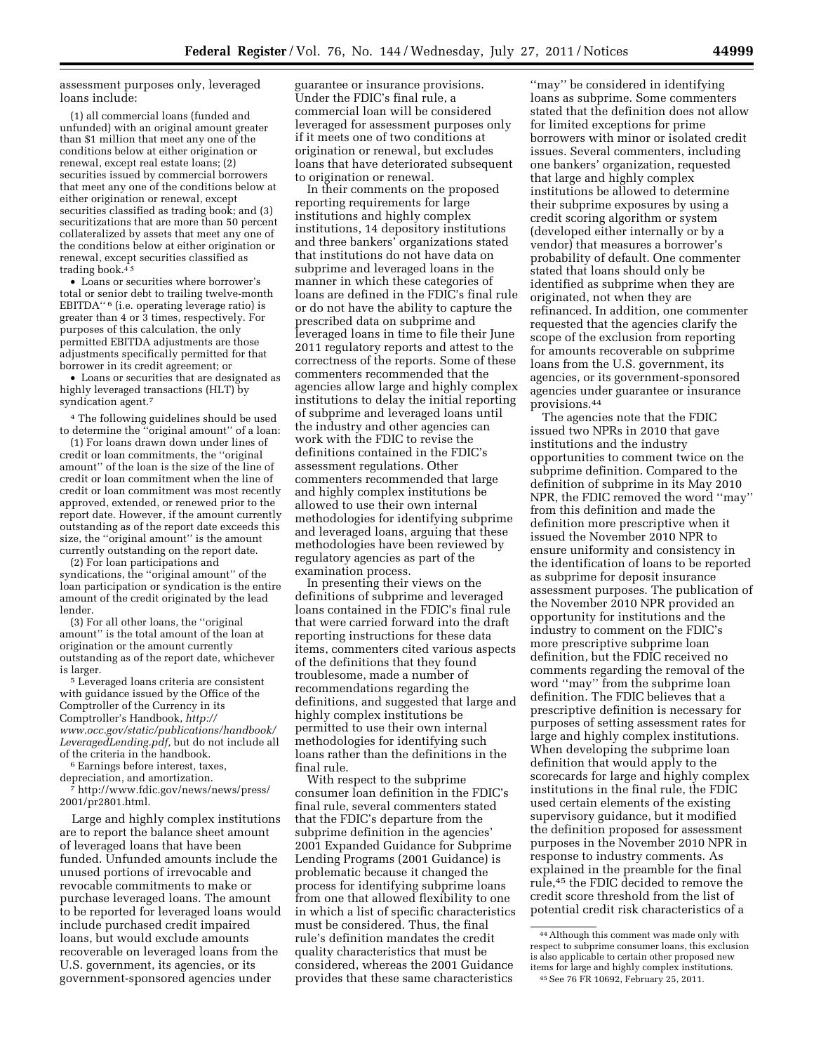assessment purposes only, leveraged loans include:

(1) all commercial loans (funded and unfunded) with an original amount greater than $1 million that meet any one of the conditions below at either origination or renewal, except real estate loans; (2) securities issued by commercial borrowers that meet any one of the conditions below at either origination or renewal, except securities classified as trading book; and (3) securitizations that are more than 50 percent collateralized by assets that meet any one of the conditions below at either origination or renewal, except securities classified as trading book.[4] [5]

• Loans or securities where borrower's total or senior debt to trailing twelve-month EBITDA''[6] (i.e. operating leverage ratio) is greater than 4 or 3 times, respectively. For purposes of this calculation, the only permitted EBITDA adjustments are those adjustments specifically permitted for that borrower in its credit agreement; or

• Loans or securities that are designated as highly leveraged transactions (HLT) by syndication agent.[7]

[4] The following guidelines should be used to determine the ''original amount'' of a loan:

(1) For loans drawn down under lines of credit or loan commitments, the ''original amount'' of the loan is the size of the line of credit or loan commitment when the line of credit or loan commitment was most recently approved, extended, or renewed prior to the report date. However, if the amount currently outstanding as of the report date exceeds this size, the ''original amount'' is the amount currently outstanding on the report date.

(2) For loan participations and syndications, the ''original amount'' of the loan participation or syndication is the entire amount of the credit originated by the lead lender.

(3) For all other loans, the ''original amount'' is the total amount of the loan at origination or the amount currently outstanding as of the report date, whichever is larger.

[5] Leveraged loans criteria are consistent with guidance issued by the Office of the Comptroller of the Currency in its Comptroller's Handbook, *http://www.occ.gov/static/publications/handbook/LeveragedLending.pdf,* but do not include all of the criteria in the handbook.

[6] Earnings before interest, taxes, depreciation, and amortization.

[7] http://www.fdic.gov/news/news/press/2001/pr2801.html.

Large and highly complex institutions are to report the balance sheet amount of leveraged loans that have been funded. Unfunded amounts include the unused portions of irrevocable and revocable commitments to make or purchase leveraged loans. The amount to be reported for leveraged loans would include purchased credit impaired loans, but would exclude amounts recoverable on leveraged loans from the U.S. government, its agencies, or its government-sponsored agencies under guarantee or insurance provisions. Under the FDIC's final rule, a commercial loan will be considered leveraged for assessment purposes only if it meets one of two conditions at origination or renewal, but excludes loans that have deteriorated subsequent to origination or renewal.

In their comments on the proposed reporting requirements for large institutions and highly complex institutions, 14 depository institutions and three bankers' organizations stated that institutions do not have data on subprime and leveraged loans in the manner in which these categories of loans are defined in the FDIC's final rule or do not have the ability to capture the prescribed data on subprime and leveraged loans in time to file their June 2011 regulatory reports and attest to the correctness of the reports. Some of these commenters recommended that the agencies allow large and highly complex institutions to delay the initial reporting of subprime and leveraged loans until the industry and other agencies can work with the FDIC to revise the definitions contained in the FDIC's assessment regulations. Other commenters recommended that large and highly complex institutions be allowed to use their own internal methodologies for identifying subprime and leveraged loans, arguing that these methodologies have been reviewed by regulatory agencies as part of the examination process.

In presenting their views on the definitions of subprime and leveraged loans contained in the FDIC's final rule that were carried forward into the draft reporting instructions for these data items, commenters cited various aspects of the definitions that they found troublesome, made a number of recommendations regarding the definitions, and suggested that large and highly complex institutions be permitted to use their own internal methodologies for identifying such loans rather than the definitions in the final rule.

With respect to the subprime consumer loan definition in the FDIC's final rule, several commenters stated that the FDIC's departure from the subprime definition in the agencies' 2001 Expanded Guidance for Subprime Lending Programs (2001 Guidance) is problematic because it changed the process for identifying subprime loans from one that allowed flexibility to one in which a list of specific characteristics must be considered. Thus, the final rule's definition mandates the credit quality characteristics that must be considered, whereas the 2001 Guidance provides that these same characteristics ''may'' be considered in identifying loans as subprime. Some commenters stated that the definition does not allow for limited exceptions for prime borrowers with minor or isolated credit issues. Several commenters, including one bankers' organization, requested that large and highly complex institutions be allowed to determine their subprime exposures by using a credit scoring algorithm or system (developed either internally or by a vendor) that measures a borrower's probability of default. One commenter stated that loans should only be identified as subprime when they are originated, not when they are refinanced. In addition, one commenter requested that the agencies clarify the scope of the exclusion from reporting for amounts recoverable on subprime loans from the U.S. government, its agencies, or its government-sponsored agencies under guarantee or insurance provisions.[44]

The agencies note that the FDIC issued two NPRs in 2010 that gave institutions and the industry opportunities to comment twice on the subprime definition. Compared to the definition of subprime in its May 2010 NPR, the FDIC removed the word ''may'' from this definition and made the definition more prescriptive when it issued the November 2010 NPR to ensure uniformity and consistency in the identification of loans to be reported as subprime for deposit insurance assessment purposes. The publication of the November 2010 NPR provided an opportunity for institutions and the industry to comment on the FDIC's more prescriptive subprime loan definition, but the FDIC received no comments regarding the removal of the word ''may'' from the subprime loan definition. The FDIC believes that a prescriptive definition is necessary for purposes of setting assessment rates for large and highly complex institutions. When developing the subprime loan definition that would apply to the scorecards for large and highly complex institutions in the final rule, the FDIC used certain elements of the existing supervisory guidance, but it modified the definition proposed for assessment purposes in the November 2010 NPR in response to industry comments. As explained in the preamble for the final rule,[45] the FDIC decided to remove the credit score threshold from the list of potential credit risk characteristics of a

[44] Although this comment was made only with respect to subprime consumer loans, this exclusion is also applicable to certain other proposed new items for large and highly complex institutions.

[45] See 76 FR 10692, February 25, 2011.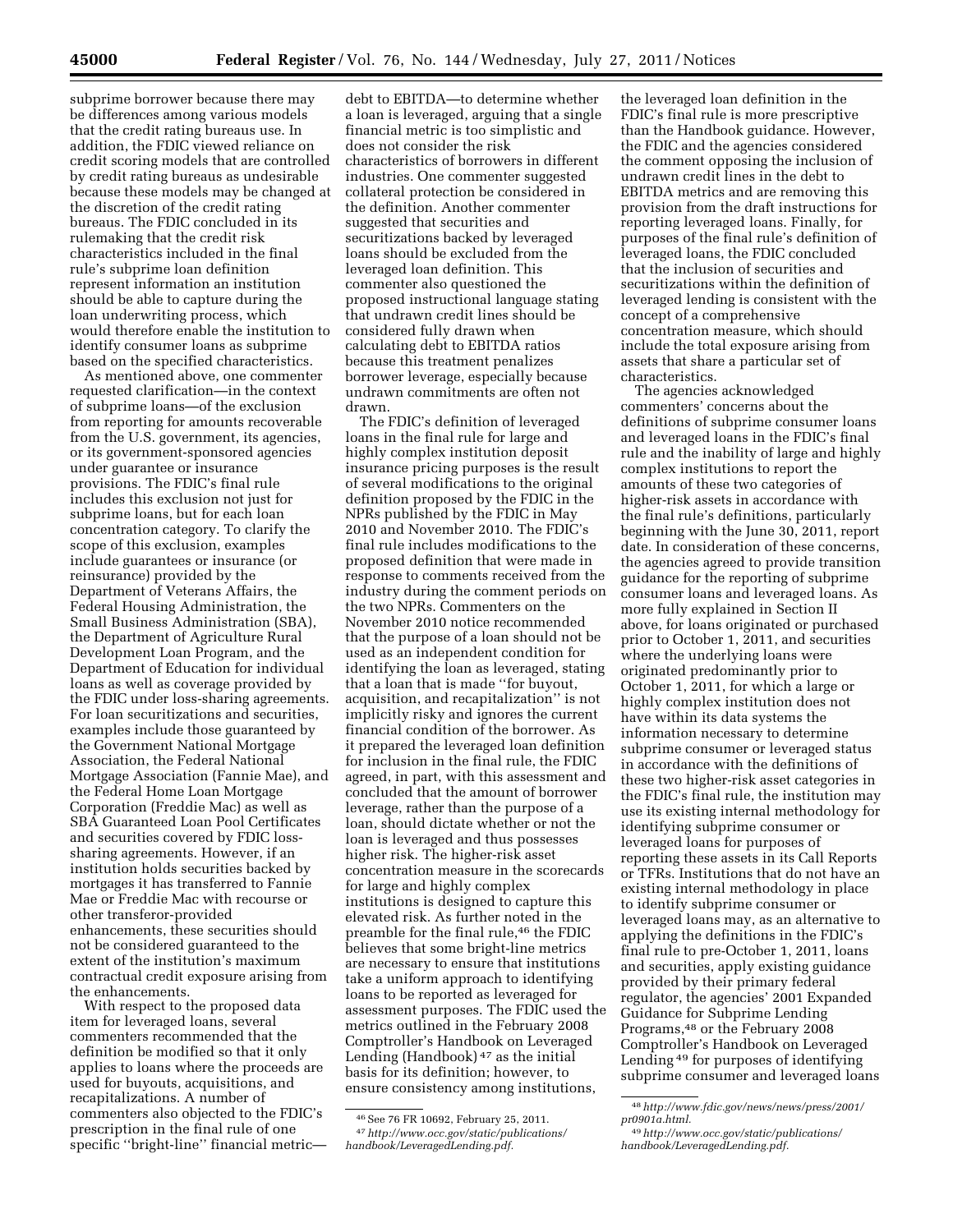subprime borrower because there may be differences among various models that the credit rating bureaus use. In addition, the FDIC viewed reliance on credit scoring models that are controlled by credit rating bureaus as undesirable because these models may be changed at the discretion of the credit rating bureaus. The FDIC concluded in its rulemaking that the credit risk characteristics included in the final rule's subprime loan definition represent information an institution should be able to capture during the loan underwriting process, which would therefore enable the institution to identify consumer loans as subprime based on the specified characteristics.

As mentioned above, one commenter requested clarification—in the context of subprime loans—of the exclusion from reporting for amounts recoverable from the U.S. government, its agencies, or its government-sponsored agencies under guarantee or insurance provisions. The FDIC's final rule includes this exclusion not just for subprime loans, but for each loan concentration category. To clarify the scope of this exclusion, examples include guarantees or insurance (or reinsurance) provided by the Department of Veterans Affairs, the Federal Housing Administration, the Small Business Administration (SBA), the Department of Agriculture Rural Development Loan Program, and the Department of Education for individual loans as well as coverage provided by the FDIC under loss-sharing agreements. For loan securitizations and securities, examples include those guaranteed by the Government National Mortgage Association, the Federal National Mortgage Association (Fannie Mae), and the Federal Home Loan Mortgage Corporation (Freddie Mac) as well as SBA Guaranteed Loan Pool Certificates and securities covered by FDIC loss-sharing agreements. However, if an institution holds securities backed by mortgages it has transferred to Fannie Mae or Freddie Mac with recourse or other transferor-provided enhancements, these securities should not be considered guaranteed to the extent of the institution's maximum contractual credit exposure arising from the enhancements.

With respect to the proposed data item for leveraged loans, several commenters recommended that the definition be modified so that it only applies to loans where the proceeds are used for buyouts, acquisitions, and recapitalizations. A number of commenters also objected to the FDIC's prescription in the final rule of one specific "bright-line" financial metric—debt to EBITDA—to determine whether a loan is leveraged, arguing that a single financial metric is too simplistic and does not consider the risk characteristics of borrowers in different industries. One commenter suggested collateral protection be considered in the definition. Another commenter suggested that securities and securitizations backed by leveraged loans should be excluded from the leveraged loan definition. This commenter also questioned the proposed instructional language stating that undrawn credit lines should be considered fully drawn when calculating debt to EBITDA ratios because this treatment penalizes borrower leverage, especially because undrawn commitments are often not drawn.

The FDIC's definition of leveraged loans in the final rule for large and highly complex institution deposit insurance pricing purposes is the result of several modifications to the original definition proposed by the FDIC in the NPRs published by the FDIC in May 2010 and November 2010. The FDIC's final rule includes modifications to the proposed definition that were made in response to comments received from the industry during the comment periods on the two NPRs. Commenters on the November 2010 notice recommended that the purpose of a loan should not be used as an independent condition for identifying the loan as leveraged, stating that a loan that is made "for buyout, acquisition, and recapitalization" is not implicitly risky and ignores the current financial condition of the borrower. As it prepared the leveraged loan definition for inclusion in the final rule, the FDIC agreed, in part, with this assessment and concluded that the amount of borrower leverage, rather than the purpose of a loan, should dictate whether or not the loan is leveraged and thus possesses higher risk. The higher-risk asset concentration measure in the scorecards for large and highly complex institutions is designed to capture this elevated risk. As further noted in the preamble for the final rule,[46] the FDIC believes that some bright-line metrics are necessary to ensure that institutions take a uniform approach to identifying loans to be reported as leveraged for assessment purposes. The FDIC used the metrics outlined in the February 2008 Comptroller's Handbook on Leveraged Lending (Handbook)[47] as the initial basis for its definition; however, to ensure consistency among institutions, the leveraged loan definition in the FDIC's final rule is more prescriptive than the Handbook guidance. However, the FDIC and the agencies considered the comment opposing the inclusion of undrawn credit lines in the debt to EBITDA metrics and are removing this provision from the draft instructions for reporting leveraged loans. Finally, for purposes of the final rule's definition of leveraged loans, the FDIC concluded that the inclusion of securities and securitizations within the definition of leveraged lending is consistent with the concept of a comprehensive concentration measure, which should include the total exposure arising from assets that share a particular set of characteristics.

The agencies acknowledged commenters' concerns about the definitions of subprime consumer loans and leveraged loans in the FDIC's final rule and the inability of large and highly complex institutions to report the amounts of these two categories of higher-risk assets in accordance with the final rule's definitions, particularly beginning with the June 30, 2011, report date. In consideration of these concerns, the agencies agreed to provide transition guidance for the reporting of subprime consumer loans and leveraged loans. As more fully explained in Section II above, for loans originated or purchased prior to October 1, 2011, and securities where the underlying loans were originated predominantly prior to October 1, 2011, for which a large or highly complex institution does not have within its data systems the information necessary to determine subprime consumer or leveraged status in accordance with the definitions of these two higher-risk asset categories in the FDIC's final rule, the institution may use its existing internal methodology for identifying subprime consumer or leveraged loans for purposes of reporting these assets in its Call Reports or TFRs. Institutions that do not have an existing internal methodology in place to identify subprime consumer or leveraged loans may, as an alternative to applying the definitions in the FDIC's final rule to pre-October 1, 2011, loans and securities, apply existing guidance provided by their primary federal regulator, the agencies' 2001 Expanded Guidance for Subprime Lending Programs,[48] or the February 2008 Comptroller's Handbook on Leveraged Lending[49] for purposes of identifying subprime consumer and leveraged loans

[46] See 76 FR 10692, February 25, 2011.

[47] *http://www.occ.gov/static/publications/handbook/LeveragedLending.pdf.*

[48] *http://www.fdic.gov/news/news/press/2001/pr0901a.html.*

[49] *http://www.occ.gov/static/publications/handbook/LeveragedLending.pdf.*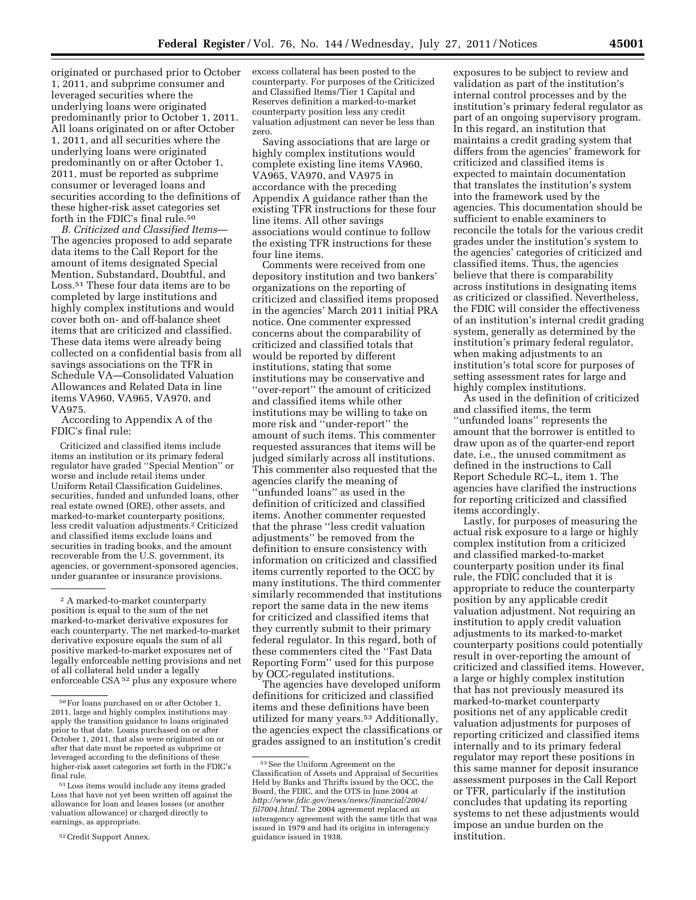originated or purchased prior to October 1, 2011, and subprime consumer and leveraged securities where the underlying loans were originated predominantly prior to October 1, 2011. All loans originated on or after October 1, 2011, and all securities where the underlying loans were originated predominantly on or after October 1, 2011, must be reported as subprime consumer or leveraged loans and securities according to the definitions of these higher-risk asset categories set forth in the FDIC's final rule.[50]

*B. Criticized and Classified Items*—The agencies proposed to add separate data items to the Call Report for the amount of items designated Special Mention, Substandard, Doubtful, and Loss.[51] These four data items are to be completed by large institutions and highly complex institutions and would cover both on- and off-balance sheet items that are criticized and classified. These data items were already being collected on a confidential basis from all savings associations on the TFR in Schedule VA—Consolidated Valuation Allowances and Related Data in line items VA960, VA965, VA970, and VA975.

According to Appendix A of the FDIC's final rule:

> Criticized and classified items include items an institution or its primary federal regulator have graded ''Special Mention'' or worse and include retail items under Uniform Retail Classification Guidelines, securities, funded and unfunded loans, other real estate owned (ORE), other assets, and marked-to-market counterparty positions, less credit valuation adjustments.[2] Criticized and classified items exclude loans and securities in trading books, and the amount recoverable from the U.S. government, its agencies, or government-sponsored agencies, under guarantee or insurance provisions.
>
> [2] A marked-to-market counterparty position is equal to the sum of the net marked-to-market derivative exposures for each counterparty. The net marked-to-market derivative exposure equals the sum of all positive marked-to-market exposures net of legally enforceable netting provisions and net of all collateral held under a legally enforceable CSA[52] plus any exposure where excess collateral has been posted to the counterparty. For purposes of the Criticized and Classified Items/Tier 1 Capital and Reserves definition a marked-to-market counterparty position less any credit valuation adjustment can never be less than zero.

Saving associations that are large or highly complex institutions would complete existing line items VA960, VA965, VA970, and VA975 in accordance with the preceding Appendix A guidance rather than the existing TFR instructions for these four line items. All other savings associations would continue to follow the existing TFR instructions for these four line items.

Comments were received from one depository institution and two bankers' organizations on the reporting of criticized and classified items proposed in the agencies' March 2011 initial PRA notice. One commenter expressed concerns about the comparability of criticized and classified totals that would be reported by different institutions, stating that some institutions may be conservative and ''over-report'' the amount of criticized and classified items while other institutions may be willing to take on more risk and ''under-report'' the amount of such items. This commenter requested assurances that items will be judged similarly across all institutions. This commenter also requested that the agencies clarify the meaning of ''unfunded loans'' as used in the definition of criticized and classified items. Another commenter requested that the phrase ''less credit valuation adjustments'' be removed from the definition to ensure consistency with information on criticized and classified items currently reported to the OCC by many institutions. The third commenter similarly recommended that institutions report the same data in the new items for criticized and classified items that they currently submit to their primary federal regulator. In this regard, both of these commenters cited the ''Fast Data Reporting Form'' used for this purpose by OCC-regulated institutions.

The agencies have developed uniform definitions for criticized and classified items and these definitions have been utilized for many years.[53] Additionally, the agencies expect the classifications or grades assigned to an institution's credit exposures to be subject to review and validation as part of the institution's internal control processes and by the institution's primary federal regulator as part of an ongoing supervisory program. In this regard, an institution that maintains a credit grading system that differs from the agencies' framework for criticized and classified items is expected to maintain documentation that translates the institution's system into the framework used by the agencies. This documentation should be sufficient to enable examiners to reconcile the totals for the various credit grades under the institution's system to the agencies' categories of criticized and classified items. Thus, the agencies believe that there is comparability across institutions in designating items as criticized or classified. Nevertheless, the FDIC will consider the effectiveness of an institution's internal credit grading system, generally as determined by the institution's primary federal regulator, when making adjustments to an institution's total score for purposes of setting assessment rates for large and highly complex institutions.

As used in the definition of criticized and classified items, the term ''unfunded loans'' represents the amount that the borrower is entitled to draw upon as of the quarter-end report date, i.e., the unused commitment as defined in the instructions to Call Report Schedule RC–L, item 1. The agencies have clarified the instructions for reporting criticized and classified items accordingly.

Lastly, for purposes of measuring the actual risk exposure to a large or highly complex institution from a criticized and classified marked-to-market counterparty position under its final rule, the FDIC concluded that it is appropriate to reduce the counterparty position by any applicable credit valuation adjustment. Not requiring an institution to apply credit valuation adjustments to its marked-to-market counterparty positions could potentially result in over-reporting the amount of criticized and classified items. However, a large or highly complex institution that has not previously measured its marked-to-market counterparty positions net of any applicable credit valuation adjustments for purposes of reporting criticized and classified items internally and to its primary federal regulator may report these positions in this same manner for deposit insurance assessment purposes in the Call Report or TFR, particularly if the institution concludes that updating its reporting systems to net these adjustments would impose an undue burden on the institution.

---

[50] For loans purchased on or after October 1, 2011, large and highly complex institutions may apply the transition guidance to loans originated prior to that date. Loans purchased on or after October 1, 2011, that also were originated on or after that date must be reported as subprime or leveraged according to the definitions of these higher-risk asset categories set forth in the FDIC's final rule.

[51] Loss items would include any items graded Loss that have not yet been written off against the allowance for loan and leases losses (or another valuation allowance) or charged directly to earnings, as appropriate.

[52] Credit Support Annex.

[53] See the Uniform Agreement on the Classification of Assets and Appraisal of Securities Held by Banks and Thrifts issued by the OCC, the Board, the FDIC, and the OTS in June 2004 at *http://www.fdic.gov/news/news/financial/2004/fil7004.html*. The 2004 agreement replaced an interagency agreement with the same title that was issued in 1979 and had its origins in interagency guidance issued in 1938.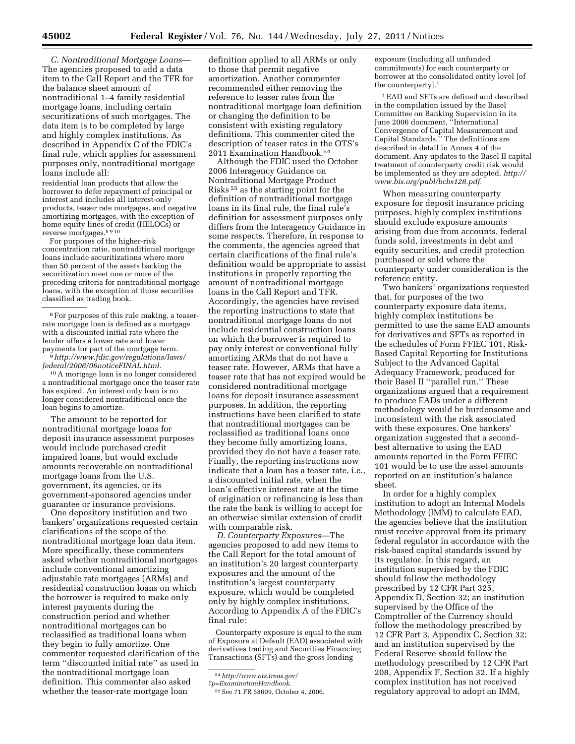*C. Nontraditional Mortgage Loans*—The agencies proposed to add a data item to the Call Report and the TFR for the balance sheet amount of nontraditional 1–4 family residential mortgage loans, including certain securitizations of such mortgages. The data item is to be completed by large and highly complex institutions. As described in Appendix C of the FDIC's final rule, which applies for assessment purposes only, nontraditional mortgage loans include all:

residential loan products that allow the borrower to defer repayment of principal or interest and includes all interest-only products, teaser rate mortgages, and negative amortizing mortgages, with the exception of home equity lines of credit (HELOCs) or reverse mortgages.[8 9 10]

For purposes of the higher-risk concentration ratio, nontraditional mortgage loans include securitizations where more than 50 percent of the assets backing the securitization meet one or more of the preceding criteria for nontraditional mortgage loans, with the exception of those securities classified as trading book.

[8] For purposes of this rule making, a teaser-rate mortgage loan is defined as a mortgage with a discounted initial rate where the lender offers a lower rate and lower payments for part of the mortgage term.

[9] *http://www.fdic.gov/regulations/laws/federal/2006/06noticeFINAL.html.*

[10] A mortgage loan is no longer considered a nontraditional mortgage once the teaser rate has expired. An interest only loan is no longer considered nontraditional once the loan begins to amortize.

The amount to be reported for nontraditional mortgage loans for deposit insurance assessment purposes would include purchased credit impaired loans, but would exclude amounts recoverable on nontraditional mortgage loans from the U.S. government, its agencies, or its government-sponsored agencies under guarantee or insurance provisions.

One depository institution and two bankers' organizations requested certain clarifications of the scope of the nontraditional mortgage loan data item. More specifically, these commenters asked whether nontraditional mortgages include conventional amortizing adjustable rate mortgages (ARMs) and residential construction loans on which the borrower is required to make only interest payments during the construction period and whether nontraditional mortgages can be reclassified as traditional loans when they begin to fully amortize. One commenter requested clarification of the term "discounted initial rate" as used in the nontraditional mortgage loan definition. This commenter also asked whether the teaser-rate mortgage loan definition applied to all ARMs or only to those that permit negative amortization. Another commenter recommended either removing the reference to teaser rates from the nontraditional mortgage loan definition or changing the definition to be consistent with existing regulatory definitions. This commenter cited the description of teaser rates in the OTS's 2011 Examination Handbook.[54]

Although the FDIC used the October 2006 Interagency Guidance on Nontraditional Mortgage Product Risks[55] as the starting point for the definition of nontraditional mortgage loans in its final rule, the final rule's definition for assessment purposes only differs from the Interagency Guidance in some respects. Therefore, in response to the comments, the agencies agreed that certain clarifications of the final rule's definition would be appropriate to assist institutions in properly reporting the amount of nontraditional mortgage loans in the Call Report and TFR. Accordingly, the agencies have revised the reporting instructions to state that nontraditional mortgage loans do not include residential construction loans on which the borrower is required to pay only interest or conventional fully amortizing ARMs that do not have a teaser rate. However, ARMs that have a teaser rate that has not expired would be considered nontraditional mortgage loans for deposit insurance assessment purposes. In addition, the reporting instructions have been clarified to state that nontraditional mortgages can be reclassified as traditional loans once they become fully amortizing loans, provided they do not have a teaser rate. Finally, the reporting instructions now indicate that a loan has a teaser rate, i.e., a discounted initial rate, when the loan's effective interest rate at the time of origination or refinancing is less than the rate the bank is willing to accept for an otherwise similar extension of credit with comparable risk.

*D. Counterparty Exposures*—The agencies proposed to add new items to the Call Report for the total amount of an institution's 20 largest counterparty exposures and the amount of the institution's largest counterparty exposure, which would be completed only by highly complex institutions. According to Appendix A of the FDIC's final rule:

Counterparty exposure is equal to the sum of Exposure at Default (EAD) associated with derivatives trading and Securities Financing Transactions (SFTs) and the gross lending exposure (including all unfunded commitments) for each counterparty or borrower at the consolidated entity level [of the counterparty].[1]

[1] EAD and SFTs are defined and described in the compilation issued by the Basel Committee on Banking Supervision in its June 2006 document, "International Convergence of Capital Measurement and Capital Standards." The definitions are described in detail in Annex 4 of the document. Any updates to the Basel II capital treatment of counterparty credit risk would be implemented as they are adopted. *http://www.bis.org/publ/bcbs128.pdf.*

When measuring counterparty exposure for deposit insurance pricing purposes, highly complex institutions should exclude exposure amounts arising from due from accounts, federal funds sold, investments in debt and equity securities, and credit protection purchased or sold where the counterparty under consideration is the reference entity.

Two bankers' organizations requested that, for purposes of the two counterparty exposure data items, highly complex institutions be permitted to use the same EAD amounts for derivatives and SFTs as reported in the schedules of Form FFIEC 101, Risk-Based Capital Reporting for Institutions Subject to the Advanced Capital Adequacy Framework, produced for their Basel II "parallel run." These organizations argued that a requirement to produce EADs under a different methodology would be burdensome and inconsistent with the risk associated with these exposures. One bankers' organization suggested that a second-best alternative to using the EAD amounts reported in the Form FFIEC 101 would be to use the asset amounts reported on an institution's balance sheet.

In order for a highly complex institution to adopt an Internal Models Methodology (IMM) to calculate EAD, the agencies believe that the institution must receive approval from its primary federal regulator in accordance with the risk-based capital standards issued by its regulator. In this regard, an institution supervised by the FDIC should follow the methodology prescribed by 12 CFR Part 325, Appendix D, Section 32; an institution supervised by the Office of the Comptroller of the Currency should follow the methodology prescribed by 12 CFR Part 3, Appendix C, Section 32; and an institution supervised by the Federal Reserve should follow the methodology prescribed by 12 CFR Part 208, Appendix F, Section 32. If a highly complex institution has not received regulatory approval to adopt an IMM,

[54] *http://www.ots.treas.gov/?p=ExaminationHandbook.*

[55] See 71 FR 58609, October 4, 2006.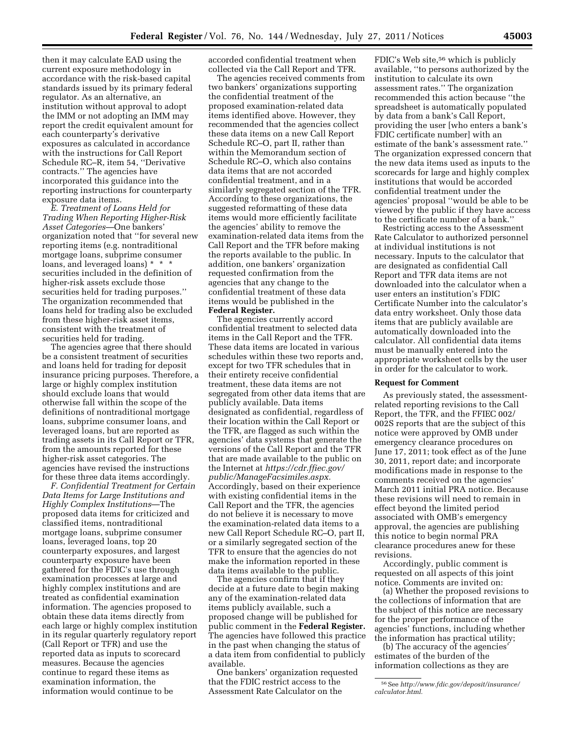then it may calculate EAD using the current exposure methodology in accordance with the risk-based capital standards issued by its primary federal regulator. As an alternative, an institution without approval to adopt the IMM or not adopting an IMM may report the credit equivalent amount for each counterparty's derivative exposures as calculated in accordance with the instructions for Call Report Schedule RC–R, item 54, ''Derivative contracts.'' The agencies have incorporated this guidance into the reporting instructions for counterparty exposure data items.

*E. Treatment of Loans Held for Trading When Reporting Higher-Risk Asset Categories*—One bankers' organization noted that ''for several new reporting items (e.g. nontraditional mortgage loans, subprime consumer loans, and leveraged loans) * * * securities included in the definition of higher-risk assets exclude those securities held for trading purposes.'' The organization recommended that loans held for trading also be excluded from these higher-risk asset items, consistent with the treatment of securities held for trading.

The agencies agree that there should be a consistent treatment of securities and loans held for trading for deposit insurance pricing purposes. Therefore, a large or highly complex institution should exclude loans that would otherwise fall within the scope of the definitions of nontraditional mortgage loans, subprime consumer loans, and leveraged loans, but are reported as trading assets in its Call Report or TFR, from the amounts reported for these higher-risk asset categories. The agencies have revised the instructions for these three data items accordingly.

*F. Confidential Treatment for Certain Data Items for Large Institutions and Highly Complex Institutions*—The proposed data items for criticized and classified items, nontraditional mortgage loans, subprime consumer loans, leveraged loans, top 20 counterparty exposures, and largest counterparty exposure have been gathered for the FDIC's use through examination processes at large and highly complex institutions and are treated as confidential examination information. The agencies proposed to obtain these data items directly from each large or highly complex institution in its regular quarterly regulatory report (Call Report or TFR) and use the reported data as inputs to scorecard measures. Because the agencies continue to regard these items as examination information, the information would continue to be accorded confidential treatment when collected via the Call Report and TFR.

The agencies received comments from two bankers' organizations supporting the confidential treatment of the proposed examination-related data items identified above. However, they recommended that the agencies collect these data items on a new Call Report Schedule RC–O, part II, rather than within the Memorandum section of Schedule RC–O, which also contains data items that are not accorded confidential treatment, and in a similarly segregated section of the TFR. According to these organizations, the suggested reformatting of these data items would more efficiently facilitate the agencies' ability to remove the examination-related data items from the Call Report and the TFR before making the reports available to the public. In addition, one bankers' organization requested confirmation from the agencies that any change to the confidential treatment of these data items would be published in the **Federal Register.**

The agencies currently accord confidential treatment to selected data items in the Call Report and the TFR. These data items are located in various schedules within these two reports and, except for two TFR schedules that in their entirety receive confidential treatment, these data items are not segregated from other data items that are publicly available. Data items designated as confidential, regardless of their location within the Call Report or the TFR, are flagged as such within the agencies' data systems that generate the versions of the Call Report and the TFR that are made available to the public on the Internet at *https://cdr.ffiec.gov/public/ManageFacsimiles.aspx.* Accordingly, based on their experience with existing confidential items in the Call Report and the TFR, the agencies do not believe it is necessary to move the examination-related data items to a new Call Report Schedule RC–O, part II, or a similarly segregated section of the TFR to ensure that the agencies do not make the information reported in these data items available to the public.

The agencies confirm that if they decide at a future date to begin making any of the examination-related data items publicly available, such a proposed change will be published for public comment in the **Federal Register.** The agencies have followed this practice in the past when changing the status of a data item from confidential to publicly available.

One bankers' organization requested that the FDIC restrict access to the Assessment Rate Calculator on the FDIC's Web site,[56] which is publicly available, ''to persons authorized by the institution to calculate its own assessment rates.'' The organization recommended this action because ''the spreadsheet is automatically populated by data from a bank's Call Report, providing the user [who enters a bank's FDIC certificate number] with an estimate of the bank's assessment rate.'' The organization expressed concern that the new data items used as inputs to the scorecards for large and highly complex institutions that would be accorded confidential treatment under the agencies' proposal ''would be able to be viewed by the public if they have access to the certificate number of a bank.''

Restricting access to the Assessment Rate Calculator to authorized personnel at individual institutions is not necessary. Inputs to the calculator that are designated as confidential Call Report and TFR data items are not downloaded into the calculator when a user enters an institution's FDIC Certificate Number into the calculator's data entry worksheet. Only those data items that are publicly available are automatically downloaded into the calculator. All confidential data items must be manually entered into the appropriate worksheet cells by the user in order for the calculator to work.

## Request for Comment

As previously stated, the assessment-related reporting revisions to the Call Report, the TFR, and the FFIEC 002/002S reports that are the subject of this notice were approved by OMB under emergency clearance procedures on June 17, 2011; took effect as of the June 30, 2011, report date; and incorporate modifications made in response to the comments received on the agencies' March 2011 initial PRA notice. Because these revisions will need to remain in effect beyond the limited period associated with OMB's emergency approval, the agencies are publishing this notice to begin normal PRA clearance procedures anew for these revisions.

Accordingly, public comment is requested on all aspects of this joint notice. Comments are invited on:

(a) Whether the proposed revisions to the collections of information that are the subject of this notice are necessary for the proper performance of the agencies' functions, including whether the information has practical utility;

(b) The accuracy of the agencies' estimates of the burden of the information collections as they are

[56] See *http://www.fdic.gov/deposit/insurance/calculator.html.*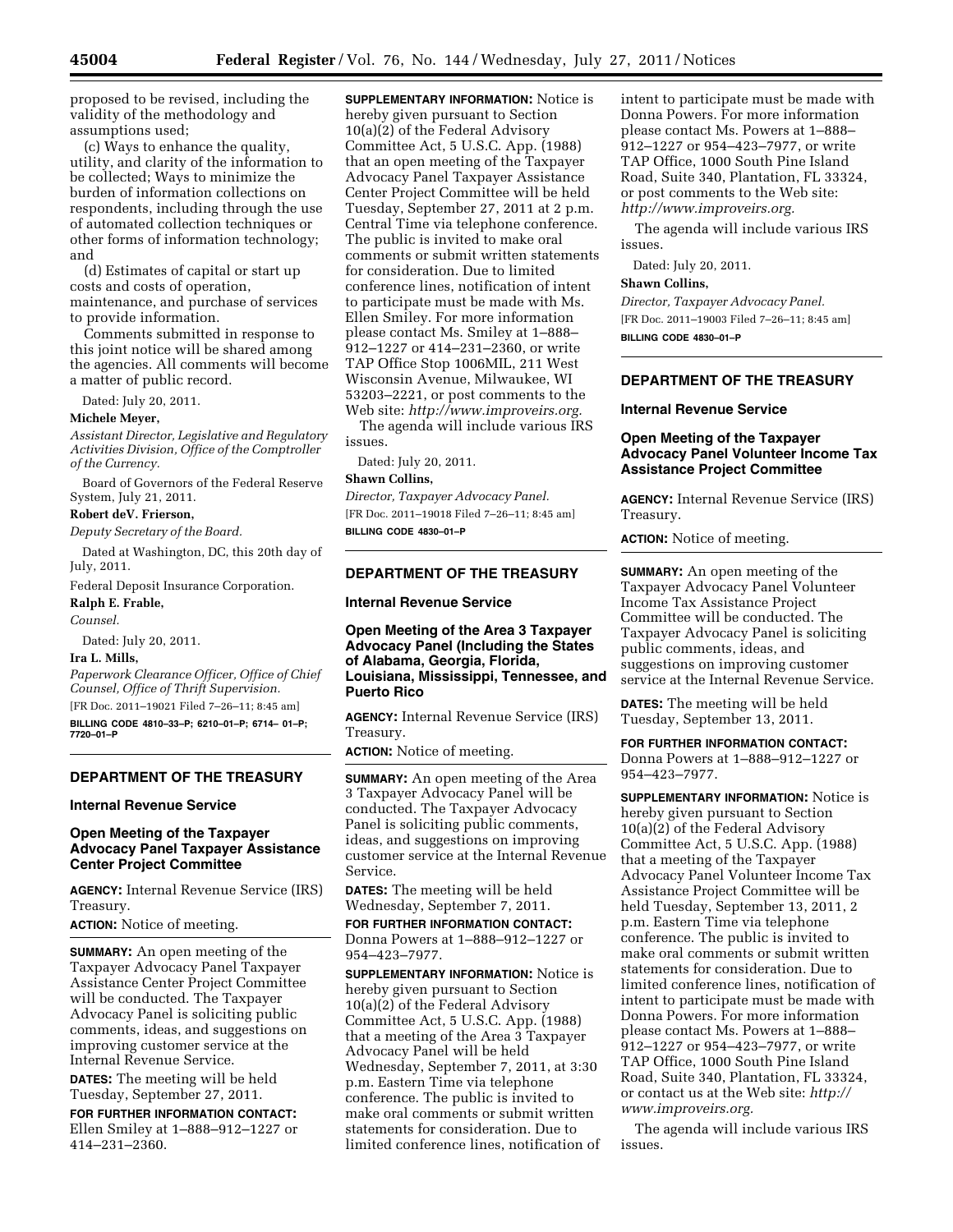proposed to be revised, including the validity of the methodology and assumptions used;

(c) Ways to enhance the quality, utility, and clarity of the information to be collected; Ways to minimize the burden of information collections on respondents, including through the use of automated collection techniques or other forms of information technology; and

(d) Estimates of capital or start up costs and costs of operation, maintenance, and purchase of services to provide information.

Comments submitted in response to this joint notice will be shared among the agencies. All comments will become a matter of public record.

Dated: July 20, 2011.

**Michele Meyer,**

*Assistant Director, Legislative and Regulatory Activities Division, Office of the Comptroller of the Currency.*

Board of Governors of the Federal Reserve System, July 21, 2011.

**Robert deV. Frierson,**

*Deputy Secretary of the Board.*

Dated at Washington, DC, this 20th day of July, 2011.

Federal Deposit Insurance Corporation.

**Ralph E. Frable,**

*Counsel.*

Dated: July 20, 2011.

**Ira L. Mills,**

*Paperwork Clearance Officer, Office of Chief Counsel, Office of Thrift Supervision.*

[FR Doc. 2011–19021 Filed 7–26–11; 8:45 am]

**BILLING CODE 4810–33–P; 6210–01–P; 6714– 01–P; 7720–01–P**

## DEPARTMENT OF THE TREASURY

### Internal Revenue Service

### Open Meeting of the Taxpayer Advocacy Panel Taxpayer Assistance Center Project Committee

**AGENCY:** Internal Revenue Service (IRS) Treasury.

**ACTION:** Notice of meeting.

**SUMMARY:** An open meeting of the Taxpayer Advocacy Panel Taxpayer Assistance Center Project Committee will be conducted. The Taxpayer Advocacy Panel is soliciting public comments, ideas, and suggestions on improving customer service at the Internal Revenue Service.

**DATES:** The meeting will be held Tuesday, September 27, 2011.

**FOR FURTHER INFORMATION CONTACT:** Ellen Smiley at 1–888–912–1227 or 414–231–2360.

**SUPPLEMENTARY INFORMATION:** Notice is hereby given pursuant to Section 10(a)(2) of the Federal Advisory Committee Act, 5 U.S.C. App. (1988) that an open meeting of the Taxpayer Advocacy Panel Taxpayer Assistance Center Project Committee will be held Tuesday, September 27, 2011 at 2 p.m. Central Time via telephone conference. The public is invited to make oral comments or submit written statements for consideration. Due to limited conference lines, notification of intent to participate must be made with Ms. Ellen Smiley. For more information please contact Ms. Smiley at 1–888–912–1227 or 414–231–2360, or write TAP Office Stop 1006MIL, 211 West Wisconsin Avenue, Milwaukee, WI 53203–2221, or post comments to the Web site: *http://www.improveirs.org.*

The agenda will include various IRS issues.

Dated: July 20, 2011.

**Shawn Collins,**

*Director, Taxpayer Advocacy Panel.*

[FR Doc. 2011–19018 Filed 7–26–11; 8:45 am]

**BILLING CODE 4830–01–P**

## DEPARTMENT OF THE TREASURY

### Internal Revenue Service

### Open Meeting of the Area 3 Taxpayer Advocacy Panel (Including the States of Alabama, Georgia, Florida, Louisiana, Mississippi, Tennessee, and Puerto Rico

**AGENCY:** Internal Revenue Service (IRS) Treasury.

**ACTION:** Notice of meeting.

**SUMMARY:** An open meeting of the Area 3 Taxpayer Advocacy Panel will be conducted. The Taxpayer Advocacy Panel is soliciting public comments, ideas, and suggestions on improving customer service at the Internal Revenue Service.

**DATES:** The meeting will be held Wednesday, September 7, 2011.

**FOR FURTHER INFORMATION CONTACT:** Donna Powers at 1–888–912–1227 or 954–423–7977.

**SUPPLEMENTARY INFORMATION:** Notice is hereby given pursuant to Section 10(a)(2) of the Federal Advisory Committee Act, 5 U.S.C. App. (1988) that a meeting of the Area 3 Taxpayer Advocacy Panel will be held Wednesday, September 7, 2011, at 3:30 p.m. Eastern Time via telephone conference. The public is invited to make oral comments or submit written statements for consideration. Due to limited conference lines, notification of intent to participate must be made with Donna Powers. For more information please contact Ms. Powers at 1–888–912–1227 or 954–423–7977, or write TAP Office, 1000 South Pine Island Road, Suite 340, Plantation, FL 33324, or post comments to the Web site: *http://www.improveirs.org.*

The agenda will include various IRS issues.

Dated: July 20, 2011.

**Shawn Collins,**

*Director, Taxpayer Advocacy Panel.*

[FR Doc. 2011–19003 Filed 7–26–11; 8:45 am]

**BILLING CODE 4830–01–P**

## DEPARTMENT OF THE TREASURY

### Internal Revenue Service

### Open Meeting of the Taxpayer Advocacy Panel Volunteer Income Tax Assistance Project Committee

**AGENCY:** Internal Revenue Service (IRS) Treasury.

**ACTION:** Notice of meeting.

**SUMMARY:** An open meeting of the Taxpayer Advocacy Panel Volunteer Income Tax Assistance Project Committee will be conducted. The Taxpayer Advocacy Panel is soliciting public comments, ideas, and suggestions on improving customer service at the Internal Revenue Service.

**DATES:** The meeting will be held Tuesday, September 13, 2011.

**FOR FURTHER INFORMATION CONTACT:** Donna Powers at 1–888–912–1227 or 954–423–7977.

**SUPPLEMENTARY INFORMATION:** Notice is hereby given pursuant to Section 10(a)(2) of the Federal Advisory Committee Act, 5 U.S.C. App. (1988) that a meeting of the Taxpayer Advocacy Panel Volunteer Income Tax Assistance Project Committee will be held Tuesday, September 13, 2011, 2 p.m. Eastern Time via telephone conference. The public is invited to make oral comments or submit written statements for consideration. Due to limited conference lines, notification of intent to participate must be made with Donna Powers. For more information please contact Ms. Powers at 1–888–912–1227 or 954–423–7977, or write TAP Office, 1000 South Pine Island Road, Suite 340, Plantation, FL 33324, or contact us at the Web site: *http://www.improveirs.org*.

The agenda will include various IRS issues.